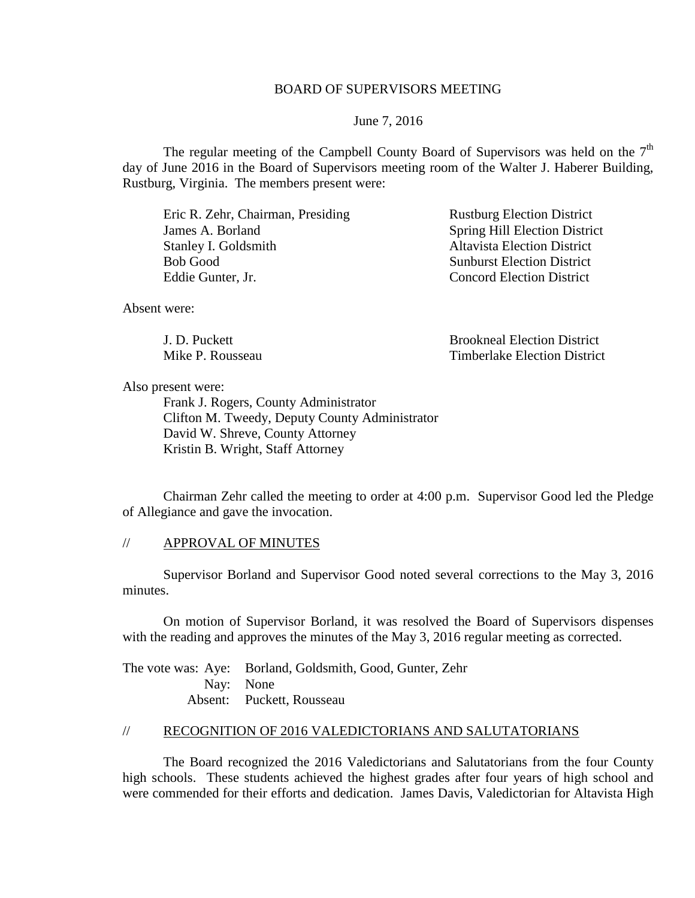BOARD OF SUPERVISORS MEETING

June 7, 2016

The regular meeting of the Campbell County Board of Supervisors was held on the 7th day of June 2016 in the Board of Supervisors meeting room of the Walter J. Haberer Building, Rustburg, Virginia. The members present were:

| | |
|---|---|
| Eric R. Zehr, Chairman, Presiding | Rustburg Election District |
| James A. Borland | Spring Hill Election District |
| Stanley I. Goldsmith | Altavista Election District |
| Bob Good | Sunburst Election District |
| Eddie Gunter, Jr. | Concord Election District |

Absent were:

| | |
|---|---|
| J. D. Puckett | Brookneal Election District |
| Mike P. Rousseau | Timberlake Election District |

Also present were:

Frank J. Rogers, County Administrator
Clifton M. Tweedy, Deputy County Administrator
David W. Shreve, County Attorney
Kristin B. Wright, Staff Attorney

Chairman Zehr called the meeting to order at 4:00 p.m. Supervisor Good led the Pledge of Allegiance and gave the invocation.

// APPROVAL OF MINUTES

Supervisor Borland and Supervisor Good noted several corrections to the May 3, 2016 minutes.

On motion of Supervisor Borland, it was resolved the Board of Supervisors dispenses with the reading and approves the minutes of the May 3, 2016 regular meeting as corrected.

The vote was: Aye: Borland, Goldsmith, Good, Gunter, Zehr
Nay: None
Absent: Puckett, Rousseau

// RECOGNITION OF 2016 VALEDICTORIANS AND SALUTATORIANS

The Board recognized the 2016 Valedictorians and Salutatorians from the four County high schools. These students achieved the highest grades after four years of high school and were commended for their efforts and dedication. James Davis, Valedictorian for Altavista High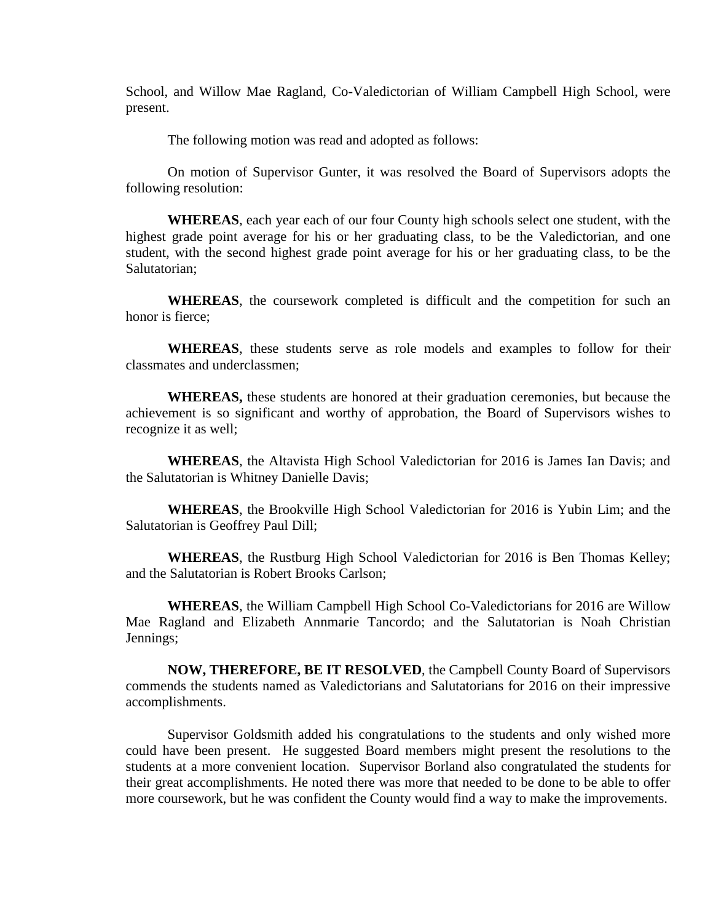School, and Willow Mae Ragland, Co-Valedictorian of William Campbell High School, were present.

The following motion was read and adopted as follows:

On motion of Supervisor Gunter, it was resolved the Board of Supervisors adopts the following resolution:

**WHEREAS**, each year each of our four County high schools select one student, with the highest grade point average for his or her graduating class, to be the Valedictorian, and one student, with the second highest grade point average for his or her graduating class, to be the Salutatorian;

**WHEREAS**, the coursework completed is difficult and the competition for such an honor is fierce;

**WHEREAS**, these students serve as role models and examples to follow for their classmates and underclassmen;

**WHEREAS,** these students are honored at their graduation ceremonies, but because the achievement is so significant and worthy of approbation, the Board of Supervisors wishes to recognize it as well;

**WHEREAS**, the Altavista High School Valedictorian for 2016 is James Ian Davis; and the Salutatorian is Whitney Danielle Davis;

**WHEREAS**, the Brookville High School Valedictorian for 2016 is Yubin Lim; and the Salutatorian is Geoffrey Paul Dill;

**WHEREAS**, the Rustburg High School Valedictorian for 2016 is Ben Thomas Kelley; and the Salutatorian is Robert Brooks Carlson;

**WHEREAS**, the William Campbell High School Co-Valedictorians for 2016 are Willow Mae Ragland and Elizabeth Annmarie Tancordo; and the Salutatorian is Noah Christian Jennings;

**NOW, THEREFORE, BE IT RESOLVED**, the Campbell County Board of Supervisors commends the students named as Valedictorians and Salutatorians for 2016 on their impressive accomplishments.

Supervisor Goldsmith added his congratulations to the students and only wished more could have been present. He suggested Board members might present the resolutions to the students at a more convenient location. Supervisor Borland also congratulated the students for their great accomplishments. He noted there was more that needed to be done to be able to offer more coursework, but he was confident the County would find a way to make the improvements.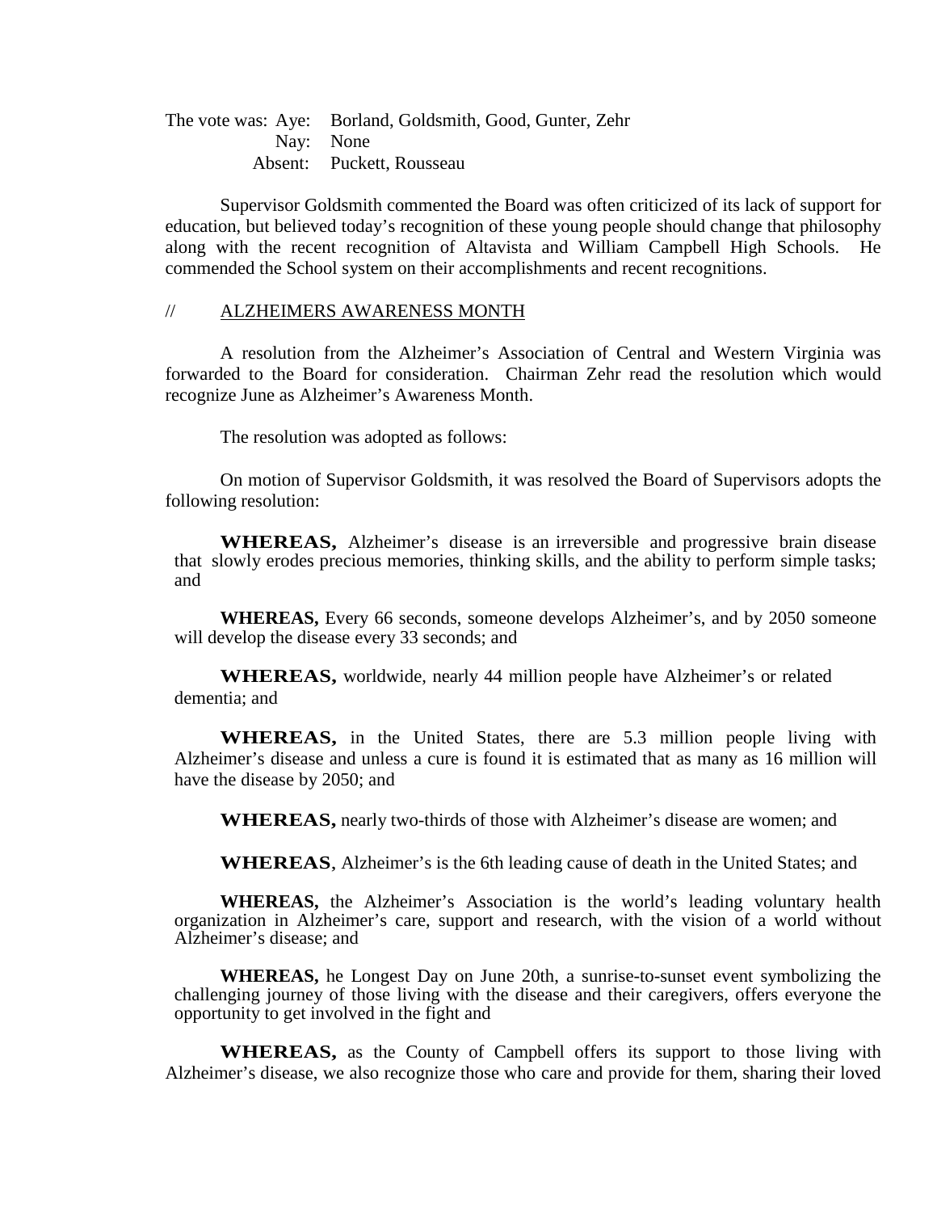The vote was: Aye: Borland, Goldsmith, Good, Gunter, Zehr
Nay: None
Absent: Puckett, Rousseau

Supervisor Goldsmith commented the Board was often criticized of its lack of support for education, but believed today's recognition of these young people should change that philosophy along with the recent recognition of Altavista and William Campbell High Schools. He commended the School system on their accomplishments and recent recognitions.

// ALZHEIMERS AWARENESS MONTH

A resolution from the Alzheimer's Association of Central and Western Virginia was forwarded to the Board for consideration. Chairman Zehr read the resolution which would recognize June as Alzheimer's Awareness Month.

The resolution was adopted as follows:

On motion of Supervisor Goldsmith, it was resolved the Board of Supervisors adopts the following resolution:

**WHEREAS,** Alzheimer's disease is an irreversible and progressive brain disease that slowly erodes precious memories, thinking skills, and the ability to perform simple tasks; and

**WHEREAS,** Every 66 seconds, someone develops Alzheimer's, and by 2050 someone will develop the disease every 33 seconds; and

**WHEREAS,** worldwide, nearly 44 million people have Alzheimer's or related dementia; and

**WHEREAS,** in the United States, there are 5.3 million people living with Alzheimer's disease and unless a cure is found it is estimated that as many as 16 million will have the disease by 2050; and

**WHEREAS,** nearly two-thirds of those with Alzheimer's disease are women; and

**WHEREAS**, Alzheimer's is the 6th leading cause of death in the United States; and

**WHEREAS,** the Alzheimer's Association is the world's leading voluntary health organization in Alzheimer's care, support and research, with the vision of a world without Alzheimer's disease; and

**WHEREAS,** he Longest Day on June 20th, a sunrise-to-sunset event symbolizing the challenging journey of those living with the disease and their caregivers, offers everyone the opportunity to get involved in the fight and

**WHEREAS,** as the County of Campbell offers its support to those living with Alzheimer's disease, we also recognize those who care and provide for them, sharing their loved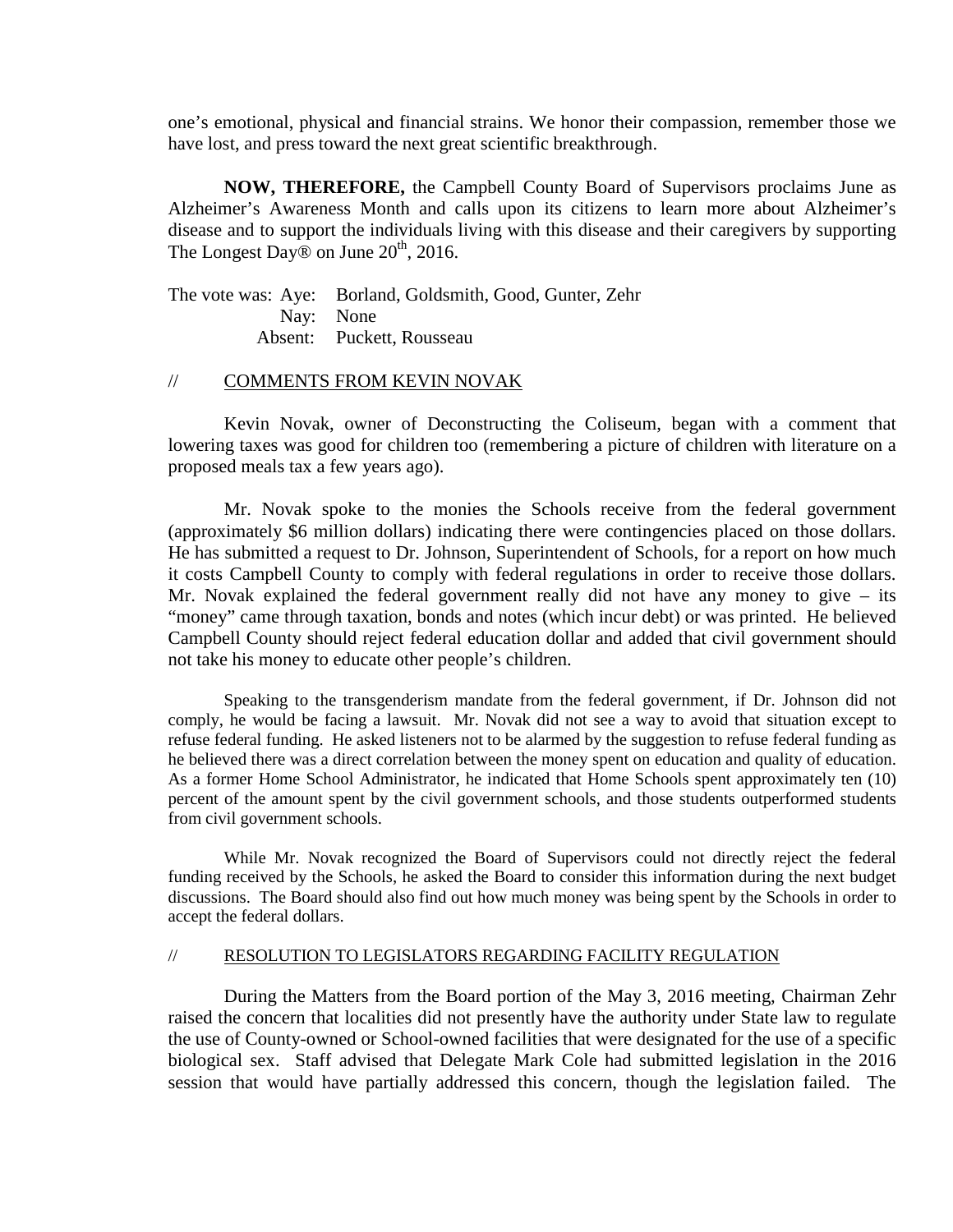one's emotional, physical and financial strains. We honor their compassion, remember those we have lost, and press toward the next great scientific breakthrough.

**NOW, THEREFORE,** the Campbell County Board of Supervisors proclaims June as Alzheimer's Awareness Month and calls upon its citizens to learn more about Alzheimer's disease and to support the individuals living with this disease and their caregivers by supporting The Longest Day® on June 20th, 2016.

The vote was: Aye: Borland, Goldsmith, Good, Gunter, Zehr
Nay: None
Absent: Puckett, Rousseau

// COMMENTS FROM KEVIN NOVAK

Kevin Novak, owner of Deconstructing the Coliseum, began with a comment that lowering taxes was good for children too (remembering a picture of children with literature on a proposed meals tax a few years ago).

Mr. Novak spoke to the monies the Schools receive from the federal government (approximately $6 million dollars) indicating there were contingencies placed on those dollars. He has submitted a request to Dr. Johnson, Superintendent of Schools, for a report on how much it costs Campbell County to comply with federal regulations in order to receive those dollars. Mr. Novak explained the federal government really did not have any money to give – its "money" came through taxation, bonds and notes (which incur debt) or was printed. He believed Campbell County should reject federal education dollar and added that civil government should not take his money to educate other people's children.

Speaking to the transgenderism mandate from the federal government, if Dr. Johnson did not comply, he would be facing a lawsuit. Mr. Novak did not see a way to avoid that situation except to refuse federal funding. He asked listeners not to be alarmed by the suggestion to refuse federal funding as he believed there was a direct correlation between the money spent on education and quality of education. As a former Home School Administrator, he indicated that Home Schools spent approximately ten (10) percent of the amount spent by the civil government schools, and those students outperformed students from civil government schools.

While Mr. Novak recognized the Board of Supervisors could not directly reject the federal funding received by the Schools, he asked the Board to consider this information during the next budget discussions. The Board should also find out how much money was being spent by the Schools in order to accept the federal dollars.

// RESOLUTION TO LEGISLATORS REGARDING FACILITY REGULATION

During the Matters from the Board portion of the May 3, 2016 meeting, Chairman Zehr raised the concern that localities did not presently have the authority under State law to regulate the use of County-owned or School-owned facilities that were designated for the use of a specific biological sex. Staff advised that Delegate Mark Cole had submitted legislation in the 2016 session that would have partially addressed this concern, though the legislation failed. The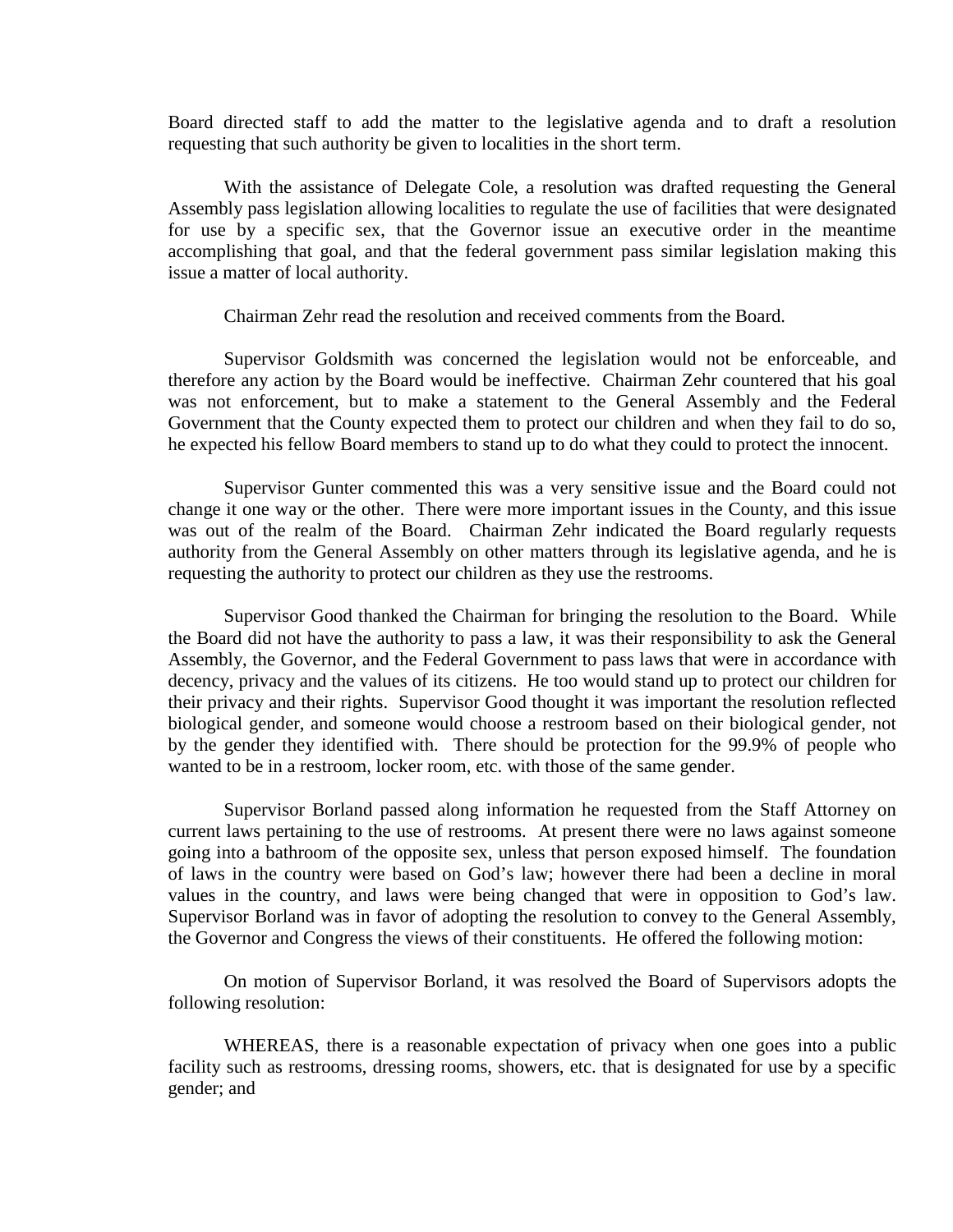Board directed staff to add the matter to the legislative agenda and to draft a resolution requesting that such authority be given to localities in the short term.

With the assistance of Delegate Cole, a resolution was drafted requesting the General Assembly pass legislation allowing localities to regulate the use of facilities that were designated for use by a specific sex, that the Governor issue an executive order in the meantime accomplishing that goal, and that the federal government pass similar legislation making this issue a matter of local authority.

Chairman Zehr read the resolution and received comments from the Board.

Supervisor Goldsmith was concerned the legislation would not be enforceable, and therefore any action by the Board would be ineffective. Chairman Zehr countered that his goal was not enforcement, but to make a statement to the General Assembly and the Federal Government that the County expected them to protect our children and when they fail to do so, he expected his fellow Board members to stand up to do what they could to protect the innocent.

Supervisor Gunter commented this was a very sensitive issue and the Board could not change it one way or the other. There were more important issues in the County, and this issue was out of the realm of the Board. Chairman Zehr indicated the Board regularly requests authority from the General Assembly on other matters through its legislative agenda, and he is requesting the authority to protect our children as they use the restrooms.

Supervisor Good thanked the Chairman for bringing the resolution to the Board. While the Board did not have the authority to pass a law, it was their responsibility to ask the General Assembly, the Governor, and the Federal Government to pass laws that were in accordance with decency, privacy and the values of its citizens. He too would stand up to protect our children for their privacy and their rights. Supervisor Good thought it was important the resolution reflected biological gender, and someone would choose a restroom based on their biological gender, not by the gender they identified with. There should be protection for the 99.9% of people who wanted to be in a restroom, locker room, etc. with those of the same gender.

Supervisor Borland passed along information he requested from the Staff Attorney on current laws pertaining to the use of restrooms. At present there were no laws against someone going into a bathroom of the opposite sex, unless that person exposed himself. The foundation of laws in the country were based on God's law; however there had been a decline in moral values in the country, and laws were being changed that were in opposition to God's law. Supervisor Borland was in favor of adopting the resolution to convey to the General Assembly, the Governor and Congress the views of their constituents. He offered the following motion:

On motion of Supervisor Borland, it was resolved the Board of Supervisors adopts the following resolution:

WHEREAS, there is a reasonable expectation of privacy when one goes into a public facility such as restrooms, dressing rooms, showers, etc. that is designated for use by a specific gender; and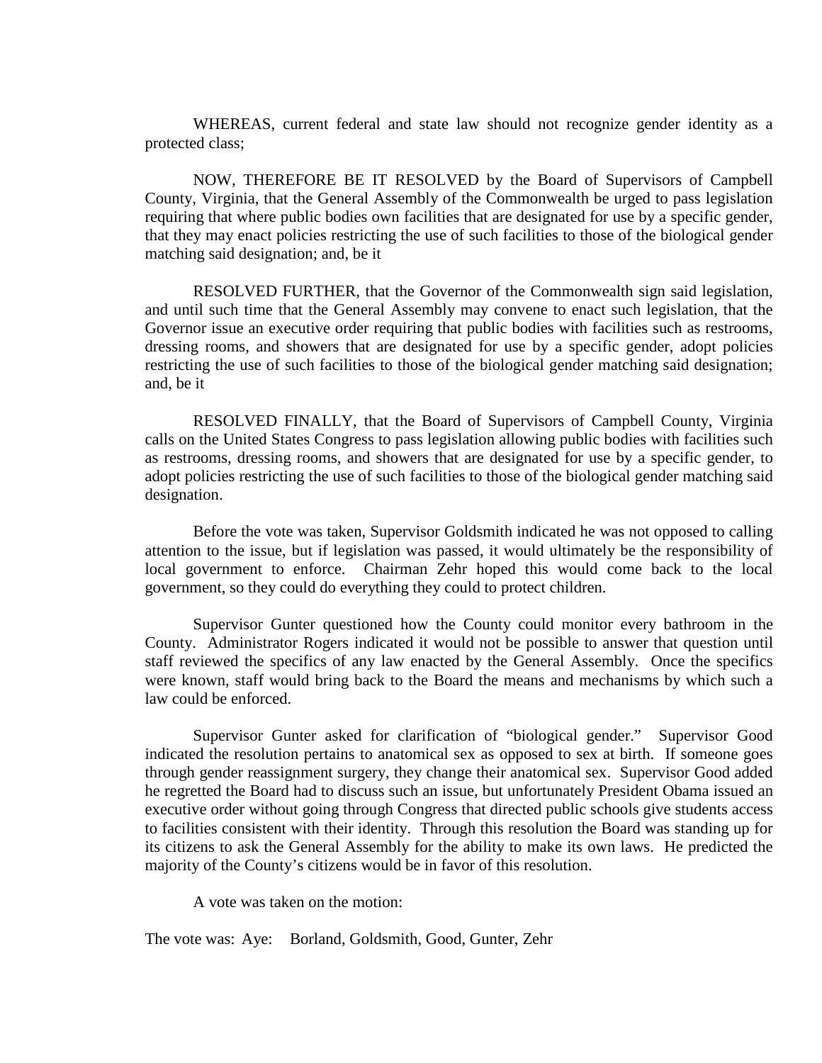WHEREAS, current federal and state law should not recognize gender identity as a protected class;

NOW, THEREFORE BE IT RESOLVED by the Board of Supervisors of Campbell County, Virginia, that the General Assembly of the Commonwealth be urged to pass legislation requiring that where public bodies own facilities that are designated for use by a specific gender, that they may enact policies restricting the use of such facilities to those of the biological gender matching said designation; and, be it

RESOLVED FURTHER, that the Governor of the Commonwealth sign said legislation, and until such time that the General Assembly may convene to enact such legislation, that the Governor issue an executive order requiring that public bodies with facilities such as restrooms, dressing rooms, and showers that are designated for use by a specific gender, adopt policies restricting the use of such facilities to those of the biological gender matching said designation; and, be it

RESOLVED FINALLY, that the Board of Supervisors of Campbell County, Virginia calls on the United States Congress to pass legislation allowing public bodies with facilities such as restrooms, dressing rooms, and showers that are designated for use by a specific gender, to adopt policies restricting the use of such facilities to those of the biological gender matching said designation.

Before the vote was taken, Supervisor Goldsmith indicated he was not opposed to calling attention to the issue, but if legislation was passed, it would ultimately be the responsibility of local government to enforce. Chairman Zehr hoped this would come back to the local government, so they could do everything they could to protect children.

Supervisor Gunter questioned how the County could monitor every bathroom in the County. Administrator Rogers indicated it would not be possible to answer that question until staff reviewed the specifics of any law enacted by the General Assembly. Once the specifics were known, staff would bring back to the Board the means and mechanisms by which such a law could be enforced.

Supervisor Gunter asked for clarification of "biological gender." Supervisor Good indicated the resolution pertains to anatomical sex as opposed to sex at birth. If someone goes through gender reassignment surgery, they change their anatomical sex. Supervisor Good added he regretted the Board had to discuss such an issue, but unfortunately President Obama issued an executive order without going through Congress that directed public schools give students access to facilities consistent with their identity. Through this resolution the Board was standing up for its citizens to ask the General Assembly for the ability to make its own laws. He predicted the majority of the County's citizens would be in favor of this resolution.

A vote was taken on the motion:

The vote was: Aye: Borland, Goldsmith, Good, Gunter, Zehr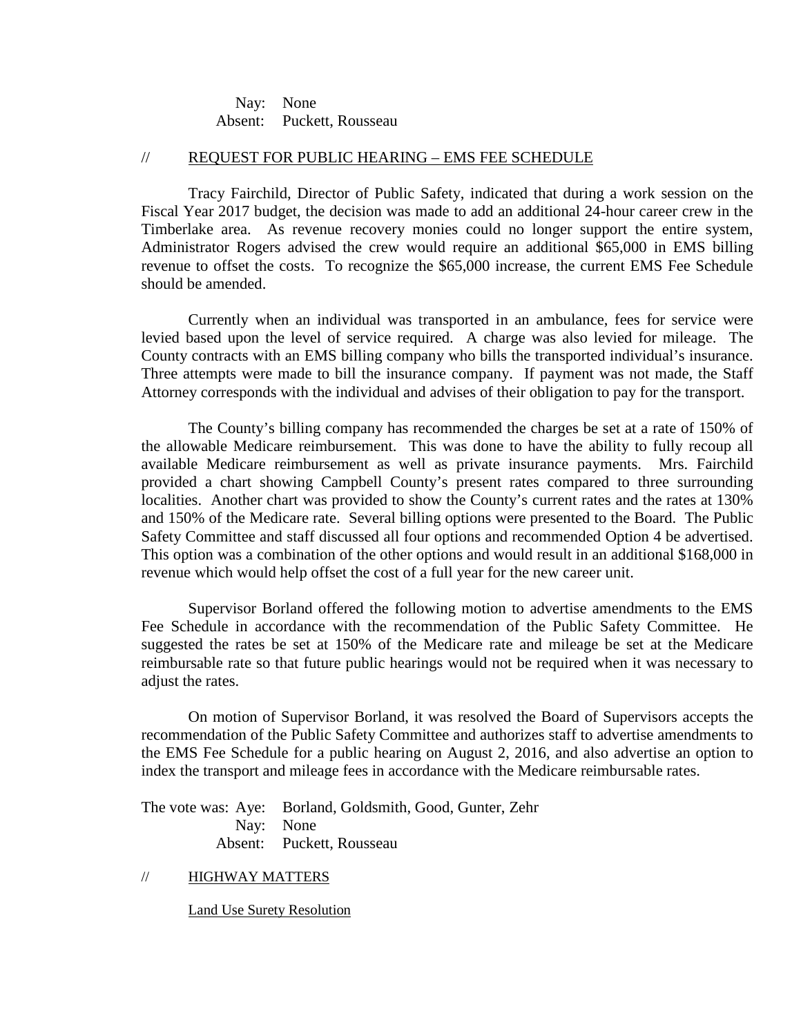Nay: None
Absent: Puckett, Rousseau

// REQUEST FOR PUBLIC HEARING – EMS FEE SCHEDULE

Tracy Fairchild, Director of Public Safety, indicated that during a work session on the Fiscal Year 2017 budget, the decision was made to add an additional 24-hour career crew in the Timberlake area. As revenue recovery monies could no longer support the entire system, Administrator Rogers advised the crew would require an additional $65,000 in EMS billing revenue to offset the costs. To recognize the $65,000 increase, the current EMS Fee Schedule should be amended.

Currently when an individual was transported in an ambulance, fees for service were levied based upon the level of service required. A charge was also levied for mileage. The County contracts with an EMS billing company who bills the transported individual's insurance. Three attempts were made to bill the insurance company. If payment was not made, the Staff Attorney corresponds with the individual and advises of their obligation to pay for the transport.

The County's billing company has recommended the charges be set at a rate of 150% of the allowable Medicare reimbursement. This was done to have the ability to fully recoup all available Medicare reimbursement as well as private insurance payments. Mrs. Fairchild provided a chart showing Campbell County's present rates compared to three surrounding localities. Another chart was provided to show the County's current rates and the rates at 130% and 150% of the Medicare rate. Several billing options were presented to the Board. The Public Safety Committee and staff discussed all four options and recommended Option 4 be advertised. This option was a combination of the other options and would result in an additional $168,000 in revenue which would help offset the cost of a full year for the new career unit.

Supervisor Borland offered the following motion to advertise amendments to the EMS Fee Schedule in accordance with the recommendation of the Public Safety Committee. He suggested the rates be set at 150% of the Medicare rate and mileage be set at the Medicare reimbursable rate so that future public hearings would not be required when it was necessary to adjust the rates.

On motion of Supervisor Borland, it was resolved the Board of Supervisors accepts the recommendation of the Public Safety Committee and authorizes staff to advertise amendments to the EMS Fee Schedule for a public hearing on August 2, 2016, and also advertise an option to index the transport and mileage fees in accordance with the Medicare reimbursable rates.

The vote was: Aye: Borland, Goldsmith, Good, Gunter, Zehr
Nay: None
Absent: Puckett, Rousseau

// HIGHWAY MATTERS

Land Use Surety Resolution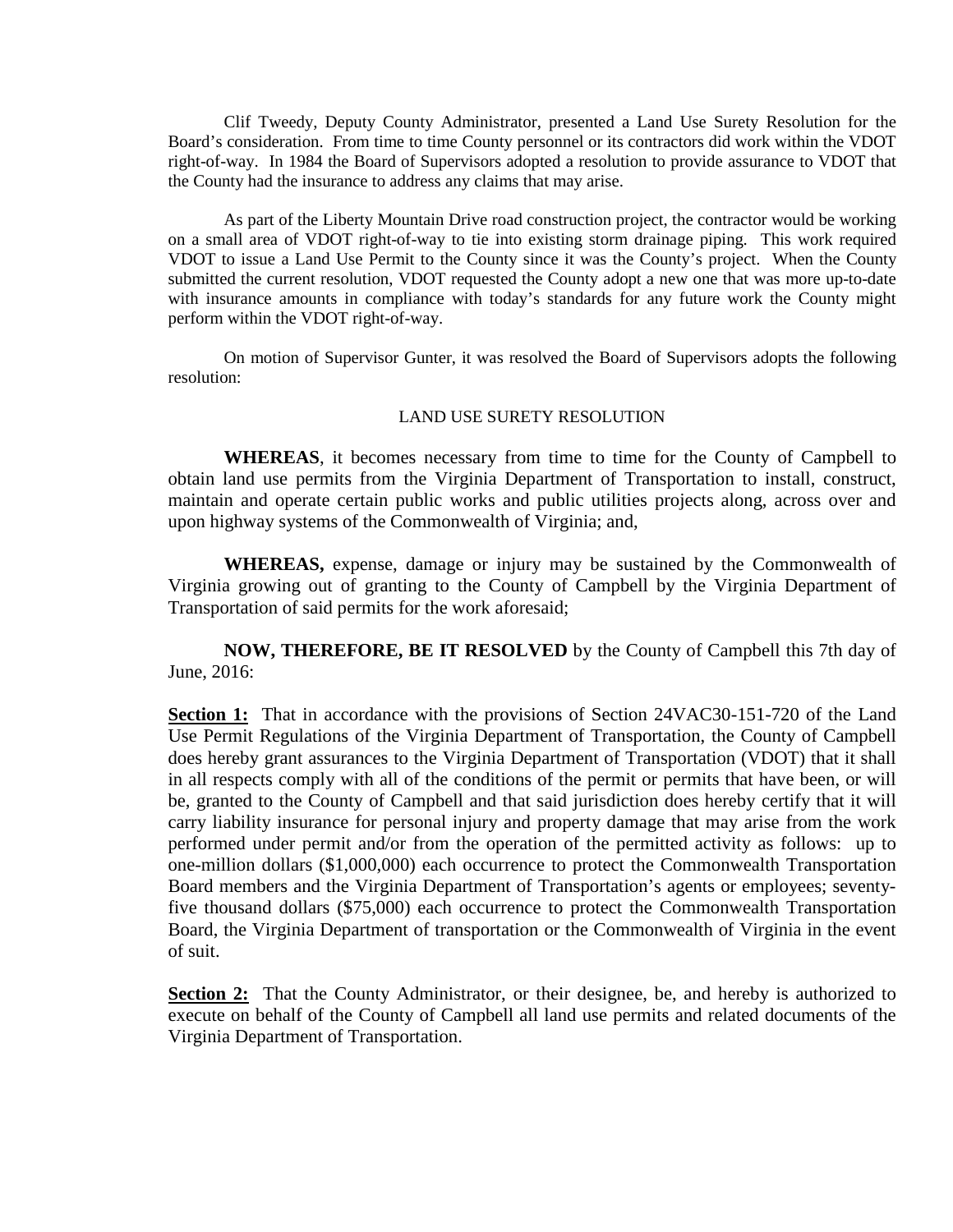Clif Tweedy, Deputy County Administrator, presented a Land Use Surety Resolution for the Board's consideration. From time to time County personnel or its contractors did work within the VDOT right-of-way. In 1984 the Board of Supervisors adopted a resolution to provide assurance to VDOT that the County had the insurance to address any claims that may arise.

As part of the Liberty Mountain Drive road construction project, the contractor would be working on a small area of VDOT right-of-way to tie into existing storm drainage piping. This work required VDOT to issue a Land Use Permit to the County since it was the County's project. When the County submitted the current resolution, VDOT requested the County adopt a new one that was more up-to-date with insurance amounts in compliance with today's standards for any future work the County might perform within the VDOT right-of-way.

On motion of Supervisor Gunter, it was resolved the Board of Supervisors adopts the following resolution:

LAND USE SURETY RESOLUTION

**WHEREAS**, it becomes necessary from time to time for the County of Campbell to obtain land use permits from the Virginia Department of Transportation to install, construct, maintain and operate certain public works and public utilities projects along, across over and upon highway systems of the Commonwealth of Virginia; and,

**WHEREAS,** expense, damage or injury may be sustained by the Commonwealth of Virginia growing out of granting to the County of Campbell by the Virginia Department of Transportation of said permits for the work aforesaid;

**NOW, THEREFORE, BE IT RESOLVED** by the County of Campbell this 7th day of June, 2016:

**Section 1:** That in accordance with the provisions of Section 24VAC30-151-720 of the Land Use Permit Regulations of the Virginia Department of Transportation, the County of Campbell does hereby grant assurances to the Virginia Department of Transportation (VDOT) that it shall in all respects comply with all of the conditions of the permit or permits that have been, or will be, granted to the County of Campbell and that said jurisdiction does hereby certify that it will carry liability insurance for personal injury and property damage that may arise from the work performed under permit and/or from the operation of the permitted activity as follows: up to one-million dollars ($1,000,000) each occurrence to protect the Commonwealth Transportation Board members and the Virginia Department of Transportation's agents or employees; seventy-five thousand dollars ($75,000) each occurrence to protect the Commonwealth Transportation Board, the Virginia Department of transportation or the Commonwealth of Virginia in the event of suit.

**Section 2:** That the County Administrator, or their designee, be, and hereby is authorized to execute on behalf of the County of Campbell all land use permits and related documents of the Virginia Department of Transportation.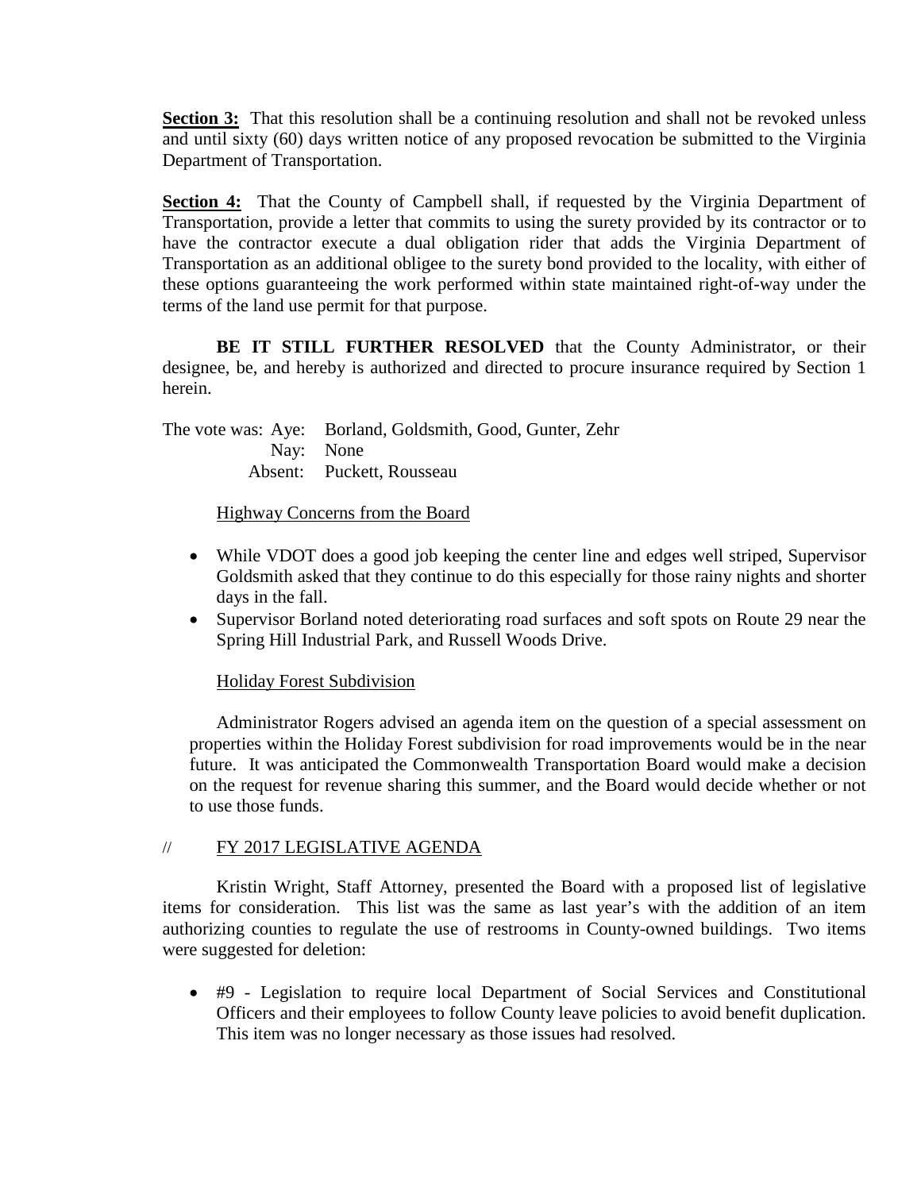**Section 3:** That this resolution shall be a continuing resolution and shall not be revoked unless and until sixty (60) days written notice of any proposed revocation be submitted to the Virginia Department of Transportation.

**Section 4:** That the County of Campbell shall, if requested by the Virginia Department of Transportation, provide a letter that commits to using the surety provided by its contractor or to have the contractor execute a dual obligation rider that adds the Virginia Department of Transportation as an additional obligee to the surety bond provided to the locality, with either of these options guaranteeing the work performed within state maintained right-of-way under the terms of the land use permit for that purpose.

**BE IT STILL FURTHER RESOLVED** that the County Administrator, or their designee, be, and hereby is authorized and directed to procure insurance required by Section 1 herein.

The vote was: Aye: Borland, Goldsmith, Good, Gunter, Zehr
Nay: None
Absent: Puckett, Rousseau

Highway Concerns from the Board

- While VDOT does a good job keeping the center line and edges well striped, Supervisor Goldsmith asked that they continue to do this especially for those rainy nights and shorter days in the fall.
- Supervisor Borland noted deteriorating road surfaces and soft spots on Route 29 near the Spring Hill Industrial Park, and Russell Woods Drive.

Holiday Forest Subdivision

Administrator Rogers advised an agenda item on the question of a special assessment on properties within the Holiday Forest subdivision for road improvements would be in the near future. It was anticipated the Commonwealth Transportation Board would make a decision on the request for revenue sharing this summer, and the Board would decide whether or not to use those funds.

// FY 2017 LEGISLATIVE AGENDA

Kristin Wright, Staff Attorney, presented the Board with a proposed list of legislative items for consideration. This list was the same as last year's with the addition of an item authorizing counties to regulate the use of restrooms in County-owned buildings. Two items were suggested for deletion:

- #9 - Legislation to require local Department of Social Services and Constitutional Officers and their employees to follow County leave policies to avoid benefit duplication. This item was no longer necessary as those issues had resolved.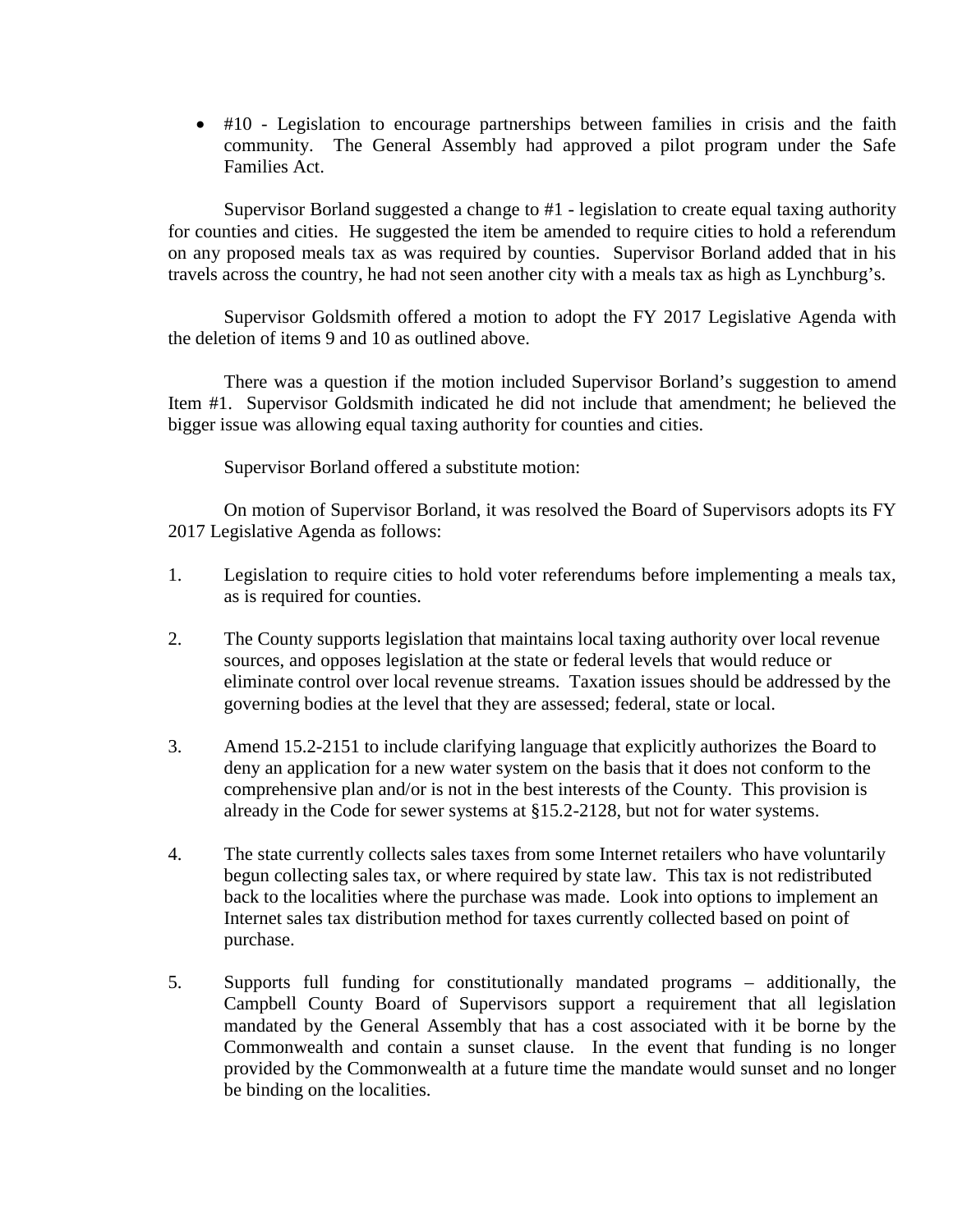- #10 - Legislation to encourage partnerships between families in crisis and the faith community. The General Assembly had approved a pilot program under the Safe Families Act.

Supervisor Borland suggested a change to #1 - legislation to create equal taxing authority for counties and cities. He suggested the item be amended to require cities to hold a referendum on any proposed meals tax as was required by counties. Supervisor Borland added that in his travels across the country, he had not seen another city with a meals tax as high as Lynchburg's.

Supervisor Goldsmith offered a motion to adopt the FY 2017 Legislative Agenda with the deletion of items 9 and 10 as outlined above.

There was a question if the motion included Supervisor Borland's suggestion to amend Item #1. Supervisor Goldsmith indicated he did not include that amendment; he believed the bigger issue was allowing equal taxing authority for counties and cities.

Supervisor Borland offered a substitute motion:

On motion of Supervisor Borland, it was resolved the Board of Supervisors adopts its FY 2017 Legislative Agenda as follows:

1. Legislation to require cities to hold voter referendums before implementing a meals tax, as is required for counties.

2. The County supports legislation that maintains local taxing authority over local revenue sources, and opposes legislation at the state or federal levels that would reduce or eliminate control over local revenue streams. Taxation issues should be addressed by the governing bodies at the level that they are assessed; federal, state or local.

3. Amend 15.2-2151 to include clarifying language that explicitly authorizes the Board to deny an application for a new water system on the basis that it does not conform to the comprehensive plan and/or is not in the best interests of the County. This provision is already in the Code for sewer systems at §15.2-2128, but not for water systems.

4. The state currently collects sales taxes from some Internet retailers who have voluntarily begun collecting sales tax, or where required by state law. This tax is not redistributed back to the localities where the purchase was made. Look into options to implement an Internet sales tax distribution method for taxes currently collected based on point of purchase.

5. Supports full funding for constitutionally mandated programs – additionally, the Campbell County Board of Supervisors support a requirement that all legislation mandated by the General Assembly that has a cost associated with it be borne by the Commonwealth and contain a sunset clause. In the event that funding is no longer provided by the Commonwealth at a future time the mandate would sunset and no longer be binding on the localities.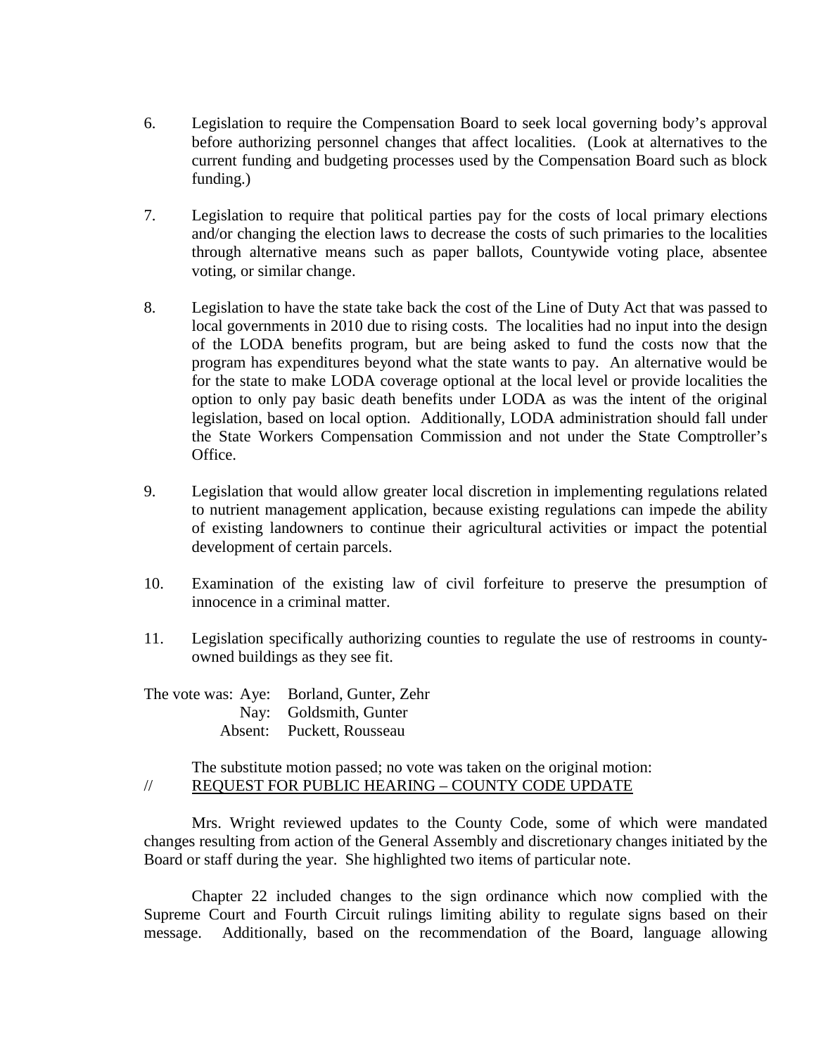6. Legislation to require the Compensation Board to seek local governing body's approval before authorizing personnel changes that affect localities. (Look at alternatives to the current funding and budgeting processes used by the Compensation Board such as block funding.)

7. Legislation to require that political parties pay for the costs of local primary elections and/or changing the election laws to decrease the costs of such primaries to the localities through alternative means such as paper ballots, Countywide voting place, absentee voting, or similar change.

8. Legislation to have the state take back the cost of the Line of Duty Act that was passed to local governments in 2010 due to rising costs. The localities had no input into the design of the LODA benefits program, but are being asked to fund the costs now that the program has expenditures beyond what the state wants to pay. An alternative would be for the state to make LODA coverage optional at the local level or provide localities the option to only pay basic death benefits under LODA as was the intent of the original legislation, based on local option. Additionally, LODA administration should fall under the State Workers Compensation Commission and not under the State Comptroller's Office.

9. Legislation that would allow greater local discretion in implementing regulations related to nutrient management application, because existing regulations can impede the ability of existing landowners to continue their agricultural activities or impact the potential development of certain parcels.

10. Examination of the existing law of civil forfeiture to preserve the presumption of innocence in a criminal matter.

11. Legislation specifically authorizing counties to regulate the use of restrooms in county-owned buildings as they see fit.

The vote was: Aye: Borland, Gunter, Zehr
Nay: Goldsmith, Gunter
Absent: Puckett, Rousseau

The substitute motion passed; no vote was taken on the original motion:

// REQUEST FOR PUBLIC HEARING – COUNTY CODE UPDATE

Mrs. Wright reviewed updates to the County Code, some of which were mandated changes resulting from action of the General Assembly and discretionary changes initiated by the Board or staff during the year. She highlighted two items of particular note.

Chapter 22 included changes to the sign ordinance which now complied with the Supreme Court and Fourth Circuit rulings limiting ability to regulate signs based on their message. Additionally, based on the recommendation of the Board, language allowing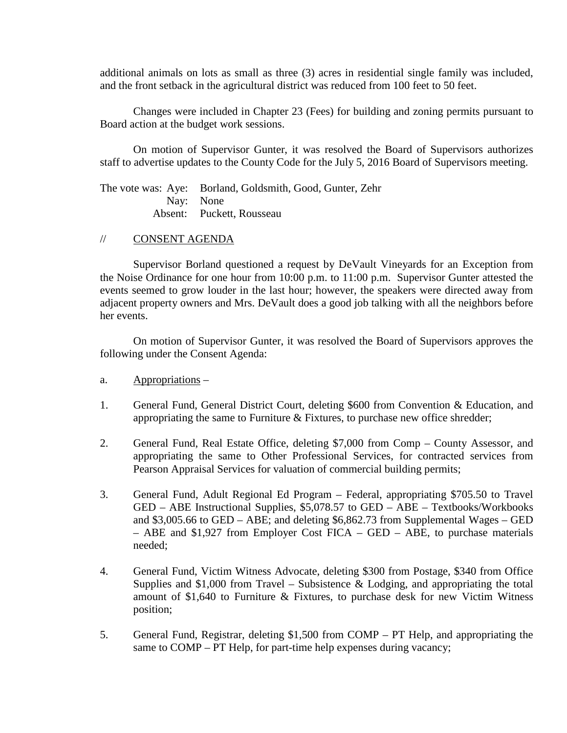additional animals on lots as small as three (3) acres in residential single family was included, and the front setback in the agricultural district was reduced from 100 feet to 50 feet.

Changes were included in Chapter 23 (Fees) for building and zoning permits pursuant to Board action at the budget work sessions.

On motion of Supervisor Gunter, it was resolved the Board of Supervisors authorizes staff to advertise updates to the County Code for the July 5, 2016 Board of Supervisors meeting.

The vote was: Aye: Borland, Goldsmith, Good, Gunter, Zehr
Nay: None
Absent: Puckett, Rousseau

// CONSENT AGENDA

Supervisor Borland questioned a request by DeVault Vineyards for an Exception from the Noise Ordinance for one hour from 10:00 p.m. to 11:00 p.m. Supervisor Gunter attested the events seemed to grow louder in the last hour; however, the speakers were directed away from adjacent property owners and Mrs. DeVault does a good job talking with all the neighbors before her events.

On motion of Supervisor Gunter, it was resolved the Board of Supervisors approves the following under the Consent Agenda:

a. Appropriations –

1. General Fund, General District Court, deleting $600 from Convention & Education, and appropriating the same to Furniture & Fixtures, to purchase new office shredder;

2. General Fund, Real Estate Office, deleting $7,000 from Comp – County Assessor, and appropriating the same to Other Professional Services, for contracted services from Pearson Appraisal Services for valuation of commercial building permits;

3. General Fund, Adult Regional Ed Program – Federal, appropriating $705.50 to Travel GED – ABE Instructional Supplies, $5,078.57 to GED – ABE – Textbooks/Workbooks and $3,005.66 to GED – ABE; and deleting $6,862.73 from Supplemental Wages – GED – ABE and $1,927 from Employer Cost FICA – GED – ABE, to purchase materials needed;

4. General Fund, Victim Witness Advocate, deleting $300 from Postage, $340 from Office Supplies and $1,000 from Travel – Subsistence & Lodging, and appropriating the total amount of $1,640 to Furniture & Fixtures, to purchase desk for new Victim Witness position;

5. General Fund, Registrar, deleting $1,500 from COMP – PT Help, and appropriating the same to COMP – PT Help, for part-time help expenses during vacancy;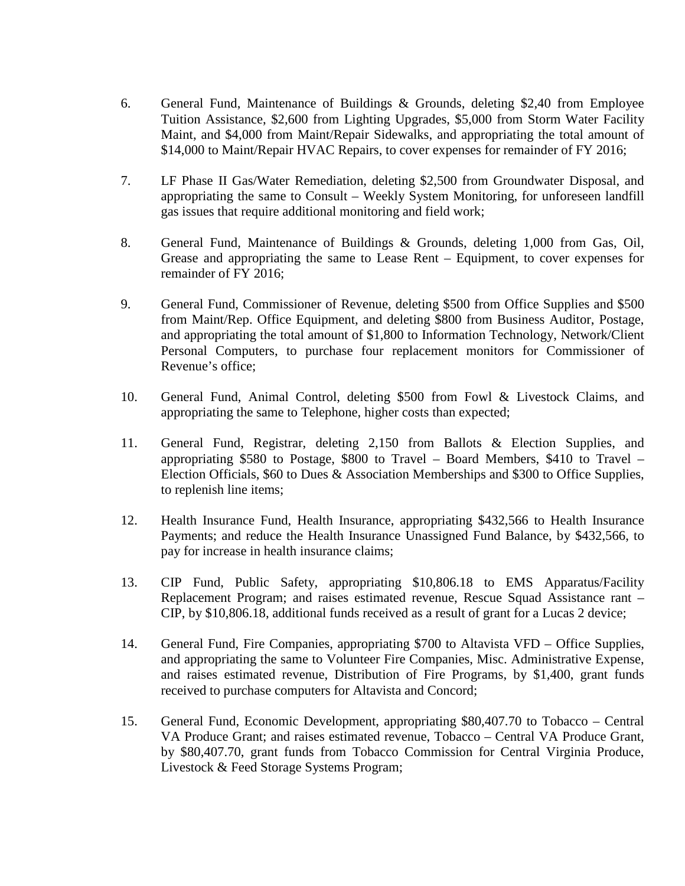6. General Fund, Maintenance of Buildings & Grounds, deleting $2,40 from Employee Tuition Assistance, $2,600 from Lighting Upgrades, $5,000 from Storm Water Facility Maint, and $4,000 from Maint/Repair Sidewalks, and appropriating the total amount of $14,000 to Maint/Repair HVAC Repairs, to cover expenses for remainder of FY 2016;

7. LF Phase II Gas/Water Remediation, deleting $2,500 from Groundwater Disposal, and appropriating the same to Consult – Weekly System Monitoring, for unforeseen landfill gas issues that require additional monitoring and field work;

8. General Fund, Maintenance of Buildings & Grounds, deleting 1,000 from Gas, Oil, Grease and appropriating the same to Lease Rent – Equipment, to cover expenses for remainder of FY 2016;

9. General Fund, Commissioner of Revenue, deleting $500 from Office Supplies and $500 from Maint/Rep. Office Equipment, and deleting $800 from Business Auditor, Postage, and appropriating the total amount of $1,800 to Information Technology, Network/Client Personal Computers, to purchase four replacement monitors for Commissioner of Revenue's office;

10. General Fund, Animal Control, deleting $500 from Fowl & Livestock Claims, and appropriating the same to Telephone, higher costs than expected;

11. General Fund, Registrar, deleting 2,150 from Ballots & Election Supplies, and appropriating $580 to Postage, $800 to Travel – Board Members, $410 to Travel – Election Officials, $60 to Dues & Association Memberships and $300 to Office Supplies, to replenish line items;

12. Health Insurance Fund, Health Insurance, appropriating $432,566 to Health Insurance Payments; and reduce the Health Insurance Unassigned Fund Balance, by $432,566, to pay for increase in health insurance claims;

13. CIP Fund, Public Safety, appropriating $10,806.18 to EMS Apparatus/Facility Replacement Program; and raises estimated revenue, Rescue Squad Assistance rant – CIP, by $10,806.18, additional funds received as a result of grant for a Lucas 2 device;

14. General Fund, Fire Companies, appropriating $700 to Altavista VFD – Office Supplies, and appropriating the same to Volunteer Fire Companies, Misc. Administrative Expense, and raises estimated revenue, Distribution of Fire Programs, by $1,400, grant funds received to purchase computers for Altavista and Concord;

15. General Fund, Economic Development, appropriating $80,407.70 to Tobacco – Central VA Produce Grant; and raises estimated revenue, Tobacco – Central VA Produce Grant, by $80,407.70, grant funds from Tobacco Commission for Central Virginia Produce, Livestock & Feed Storage Systems Program;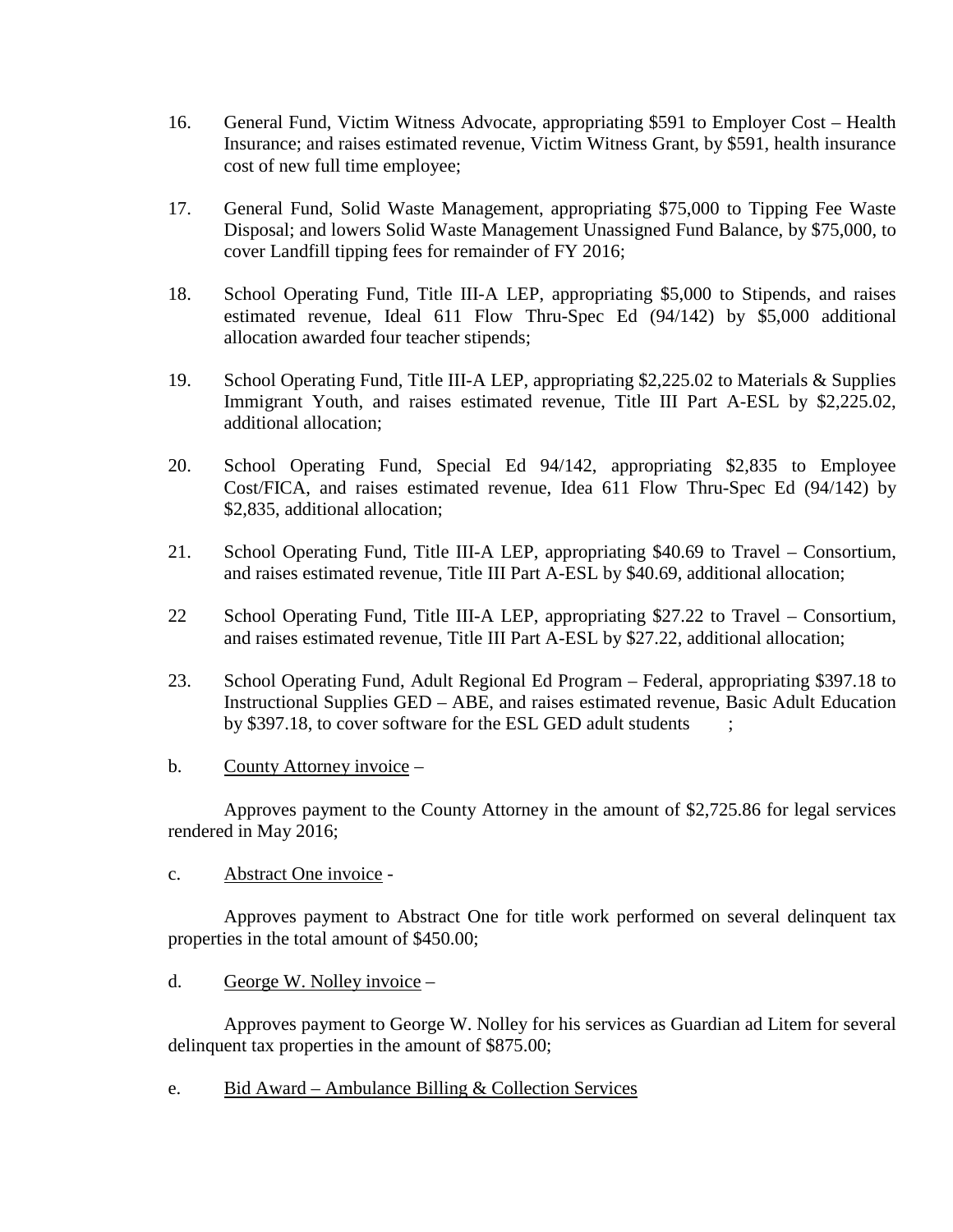16. General Fund, Victim Witness Advocate, appropriating $591 to Employer Cost – Health Insurance; and raises estimated revenue, Victim Witness Grant, by $591, health insurance cost of new full time employee;

17. General Fund, Solid Waste Management, appropriating $75,000 to Tipping Fee Waste Disposal; and lowers Solid Waste Management Unassigned Fund Balance, by $75,000, to cover Landfill tipping fees for remainder of FY 2016;

18. School Operating Fund, Title III-A LEP, appropriating $5,000 to Stipends, and raises estimated revenue, Ideal 611 Flow Thru-Spec Ed (94/142) by $5,000 additional allocation awarded four teacher stipends;

19. School Operating Fund, Title III-A LEP, appropriating $2,225.02 to Materials & Supplies Immigrant Youth, and raises estimated revenue, Title III Part A-ESL by $2,225.02, additional allocation;

20. School Operating Fund, Special Ed 94/142, appropriating $2,835 to Employee Cost/FICA, and raises estimated revenue, Idea 611 Flow Thru-Spec Ed (94/142) by $2,835, additional allocation;

21. School Operating Fund, Title III-A LEP, appropriating $40.69 to Travel – Consortium, and raises estimated revenue, Title III Part A-ESL by $40.69, additional allocation;

22 School Operating Fund, Title III-A LEP, appropriating $27.22 to Travel – Consortium, and raises estimated revenue, Title III Part A-ESL by $27.22, additional allocation;

23. School Operating Fund, Adult Regional Ed Program – Federal, appropriating $397.18 to Instructional Supplies GED – ABE, and raises estimated revenue, Basic Adult Education by $397.18, to cover software for the ESL GED adult students ;

b. County Attorney invoice –

Approves payment to the County Attorney in the amount of $2,725.86 for legal services rendered in May 2016;

c. Abstract One invoice -

Approves payment to Abstract One for title work performed on several delinquent tax properties in the total amount of $450.00;

d. George W. Nolley invoice –

Approves payment to George W. Nolley for his services as Guardian ad Litem for several delinquent tax properties in the amount of $875.00;

e. Bid Award – Ambulance Billing & Collection Services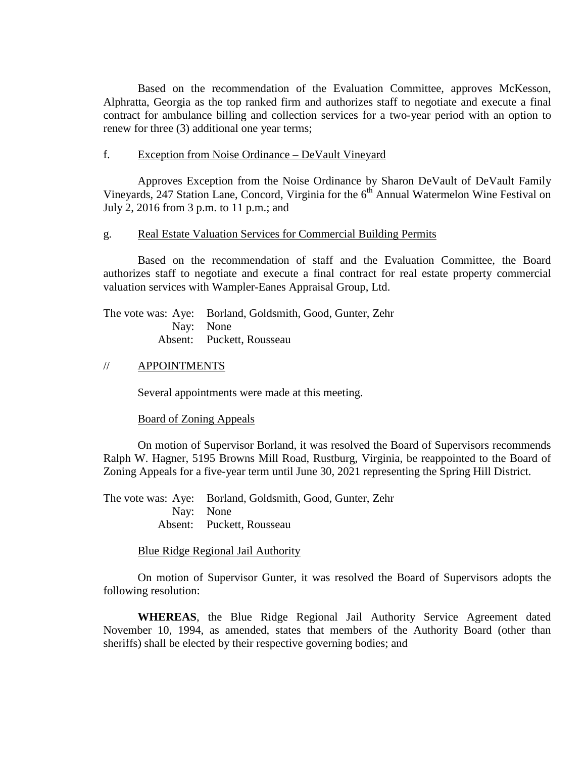Based on the recommendation of the Evaluation Committee, approves McKesson, Alphratta, Georgia as the top ranked firm and authorizes staff to negotiate and execute a final contract for ambulance billing and collection services for a two-year period with an option to renew for three (3) additional one year terms;

f. Exception from Noise Ordinance – DeVault Vineyard

Approves Exception from the Noise Ordinance by Sharon DeVault of DeVault Family Vineyards, 247 Station Lane, Concord, Virginia for the 6th Annual Watermelon Wine Festival on July 2, 2016 from 3 p.m. to 11 p.m.; and

g. Real Estate Valuation Services for Commercial Building Permits

Based on the recommendation of staff and the Evaluation Committee, the Board authorizes staff to negotiate and execute a final contract for real estate property commercial valuation services with Wampler-Eanes Appraisal Group, Ltd.

The vote was: Aye: Borland, Goldsmith, Good, Gunter, Zehr
Nay: None
Absent: Puckett, Rousseau

// APPOINTMENTS

Several appointments were made at this meeting.

Board of Zoning Appeals

On motion of Supervisor Borland, it was resolved the Board of Supervisors recommends Ralph W. Hagner, 5195 Browns Mill Road, Rustburg, Virginia, be reappointed to the Board of Zoning Appeals for a five-year term until June 30, 2021 representing the Spring Hill District.

The vote was: Aye: Borland, Goldsmith, Good, Gunter, Zehr
Nay: None
Absent: Puckett, Rousseau

Blue Ridge Regional Jail Authority

On motion of Supervisor Gunter, it was resolved the Board of Supervisors adopts the following resolution:

**WHEREAS**, the Blue Ridge Regional Jail Authority Service Agreement dated November 10, 1994, as amended, states that members of the Authority Board (other than sheriffs) shall be elected by their respective governing bodies; and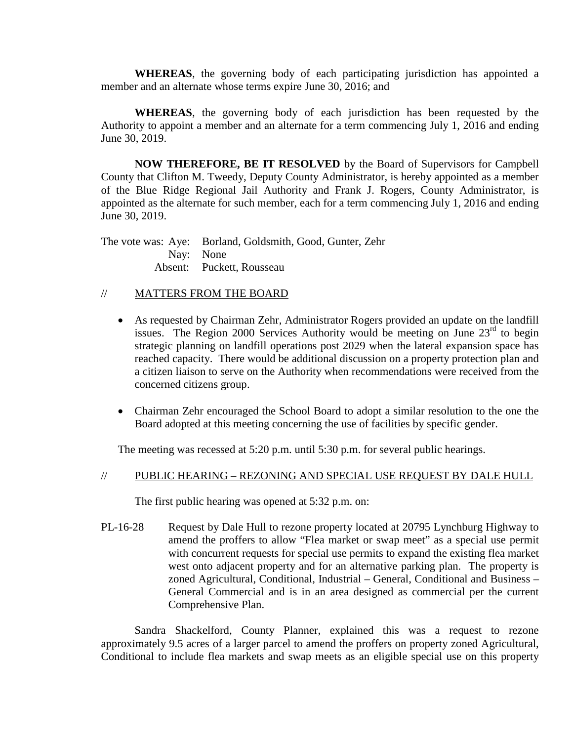**WHEREAS**, the governing body of each participating jurisdiction has appointed a member and an alternate whose terms expire June 30, 2016; and

**WHEREAS**, the governing body of each jurisdiction has been requested by the Authority to appoint a member and an alternate for a term commencing July 1, 2016 and ending June 30, 2019.

**NOW THEREFORE, BE IT RESOLVED** by the Board of Supervisors for Campbell County that Clifton M. Tweedy, Deputy County Administrator, is hereby appointed as a member of the Blue Ridge Regional Jail Authority and Frank J. Rogers, County Administrator, is appointed as the alternate for such member, each for a term commencing July 1, 2016 and ending June 30, 2019.

The vote was: Aye: Borland, Goldsmith, Good, Gunter, Zehr
Nay: None
Absent: Puckett, Rousseau

// MATTERS FROM THE BOARD

- As requested by Chairman Zehr, Administrator Rogers provided an update on the landfill issues. The Region 2000 Services Authority would be meeting on June 23rd to begin strategic planning on landfill operations post 2029 when the lateral expansion space has reached capacity. There would be additional discussion on a property protection plan and a citizen liaison to serve on the Authority when recommendations were received from the concerned citizens group.
- Chairman Zehr encouraged the School Board to adopt a similar resolution to the one the Board adopted at this meeting concerning the use of facilities by specific gender.

The meeting was recessed at 5:20 p.m. until 5:30 p.m. for several public hearings.

// PUBLIC HEARING – REZONING AND SPECIAL USE REQUEST BY DALE HULL

The first public hearing was opened at 5:32 p.m. on:

PL-16-28 Request by Dale Hull to rezone property located at 20795 Lynchburg Highway to amend the proffers to allow "Flea market or swap meet" as a special use permit with concurrent requests for special use permits to expand the existing flea market west onto adjacent property and for an alternative parking plan. The property is zoned Agricultural, Conditional, Industrial – General, Conditional and Business – General Commercial and is in an area designed as commercial per the current Comprehensive Plan.

Sandra Shackelford, County Planner, explained this was a request to rezone approximately 9.5 acres of a larger parcel to amend the proffers on property zoned Agricultural, Conditional to include flea markets and swap meets as an eligible special use on this property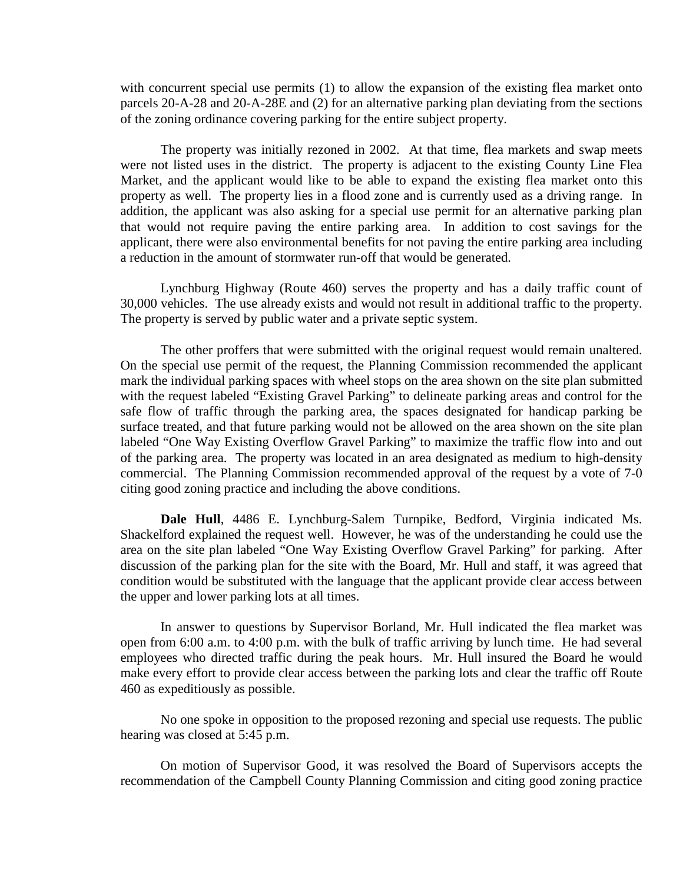with concurrent special use permits (1) to allow the expansion of the existing flea market onto parcels 20-A-28 and 20-A-28E and (2) for an alternative parking plan deviating from the sections of the zoning ordinance covering parking for the entire subject property.

The property was initially rezoned in 2002. At that time, flea markets and swap meets were not listed uses in the district. The property is adjacent to the existing County Line Flea Market, and the applicant would like to be able to expand the existing flea market onto this property as well. The property lies in a flood zone and is currently used as a driving range. In addition, the applicant was also asking for a special use permit for an alternative parking plan that would not require paving the entire parking area. In addition to cost savings for the applicant, there were also environmental benefits for not paving the entire parking area including a reduction in the amount of stormwater run-off that would be generated.

Lynchburg Highway (Route 460) serves the property and has a daily traffic count of 30,000 vehicles. The use already exists and would not result in additional traffic to the property. The property is served by public water and a private septic system.

The other proffers that were submitted with the original request would remain unaltered. On the special use permit of the request, the Planning Commission recommended the applicant mark the individual parking spaces with wheel stops on the area shown on the site plan submitted with the request labeled "Existing Gravel Parking" to delineate parking areas and control for the safe flow of traffic through the parking area, the spaces designated for handicap parking be surface treated, and that future parking would not be allowed on the area shown on the site plan labeled "One Way Existing Overflow Gravel Parking" to maximize the traffic flow into and out of the parking area. The property was located in an area designated as medium to high-density commercial. The Planning Commission recommended approval of the request by a vote of 7-0 citing good zoning practice and including the above conditions.

**Dale Hull**, 4486 E. Lynchburg-Salem Turnpike, Bedford, Virginia indicated Ms. Shackelford explained the request well. However, he was of the understanding he could use the area on the site plan labeled "One Way Existing Overflow Gravel Parking" for parking. After discussion of the parking plan for the site with the Board, Mr. Hull and staff, it was agreed that condition would be substituted with the language that the applicant provide clear access between the upper and lower parking lots at all times.

In answer to questions by Supervisor Borland, Mr. Hull indicated the flea market was open from 6:00 a.m. to 4:00 p.m. with the bulk of traffic arriving by lunch time. He had several employees who directed traffic during the peak hours. Mr. Hull insured the Board he would make every effort to provide clear access between the parking lots and clear the traffic off Route 460 as expeditiously as possible.

No one spoke in opposition to the proposed rezoning and special use requests. The public hearing was closed at 5:45 p.m.

On motion of Supervisor Good, it was resolved the Board of Supervisors accepts the recommendation of the Campbell County Planning Commission and citing good zoning practice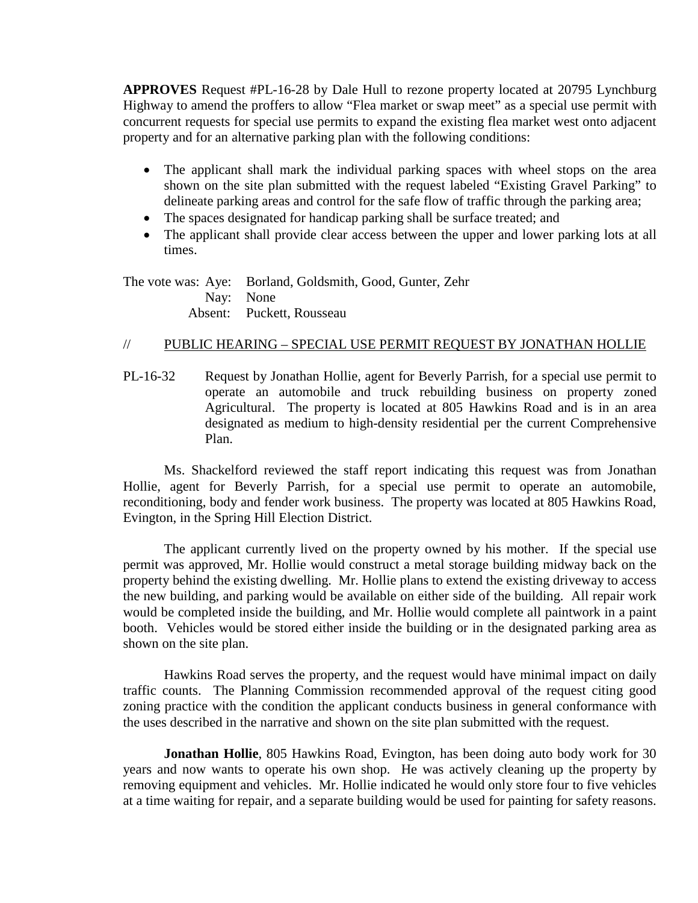**APPROVES** Request #PL-16-28 by Dale Hull to rezone property located at 20795 Lynchburg Highway to amend the proffers to allow "Flea market or swap meet" as a special use permit with concurrent requests for special use permits to expand the existing flea market west onto adjacent property and for an alternative parking plan with the following conditions:

- The applicant shall mark the individual parking spaces with wheel stops on the area shown on the site plan submitted with the request labeled "Existing Gravel Parking" to delineate parking areas and control for the safe flow of traffic through the parking area;
- The spaces designated for handicap parking shall be surface treated; and
- The applicant shall provide clear access between the upper and lower parking lots at all times.

The vote was: Aye: Borland, Goldsmith, Good, Gunter, Zehr
Nay: None
Absent: Puckett, Rousseau

// PUBLIC HEARING – SPECIAL USE PERMIT REQUEST BY JONATHAN HOLLIE

PL-16-32 Request by Jonathan Hollie, agent for Beverly Parrish, for a special use permit to operate an automobile and truck rebuilding business on property zoned Agricultural. The property is located at 805 Hawkins Road and is in an area designated as medium to high-density residential per the current Comprehensive Plan.

Ms. Shackelford reviewed the staff report indicating this request was from Jonathan Hollie, agent for Beverly Parrish, for a special use permit to operate an automobile, reconditioning, body and fender work business. The property was located at 805 Hawkins Road, Evington, in the Spring Hill Election District.

The applicant currently lived on the property owned by his mother. If the special use permit was approved, Mr. Hollie would construct a metal storage building midway back on the property behind the existing dwelling. Mr. Hollie plans to extend the existing driveway to access the new building, and parking would be available on either side of the building. All repair work would be completed inside the building, and Mr. Hollie would complete all paintwork in a paint booth. Vehicles would be stored either inside the building or in the designated parking area as shown on the site plan.

Hawkins Road serves the property, and the request would have minimal impact on daily traffic counts. The Planning Commission recommended approval of the request citing good zoning practice with the condition the applicant conducts business in general conformance with the uses described in the narrative and shown on the site plan submitted with the request.

**Jonathan Hollie**, 805 Hawkins Road, Evington, has been doing auto body work for 30 years and now wants to operate his own shop. He was actively cleaning up the property by removing equipment and vehicles. Mr. Hollie indicated he would only store four to five vehicles at a time waiting for repair, and a separate building would be used for painting for safety reasons.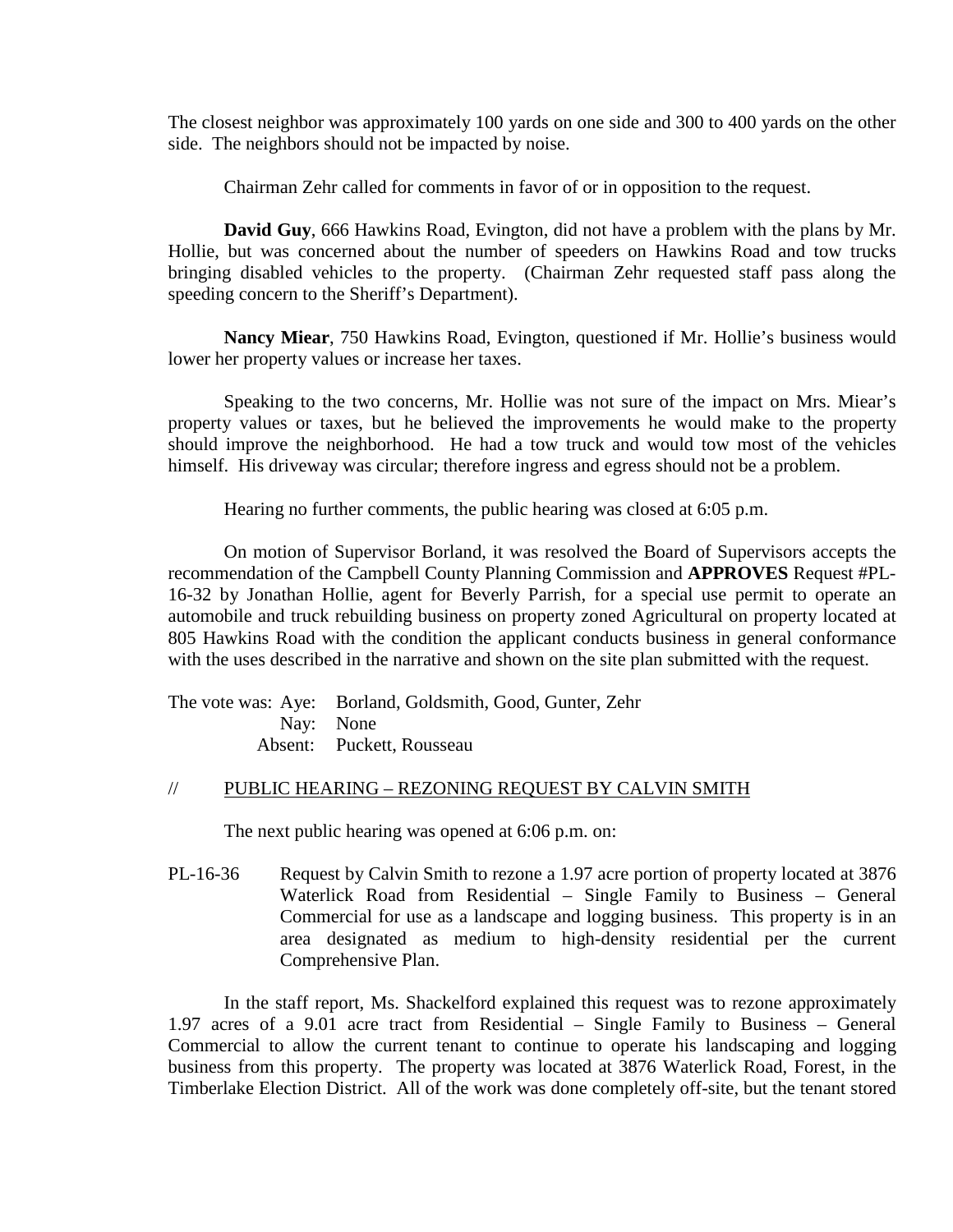The closest neighbor was approximately 100 yards on one side and 300 to 400 yards on the other side. The neighbors should not be impacted by noise.

Chairman Zehr called for comments in favor of or in opposition to the request.

**David Guy**, 666 Hawkins Road, Evington, did not have a problem with the plans by Mr. Hollie, but was concerned about the number of speeders on Hawkins Road and tow trucks bringing disabled vehicles to the property. (Chairman Zehr requested staff pass along the speeding concern to the Sheriff's Department).

**Nancy Miear**, 750 Hawkins Road, Evington, questioned if Mr. Hollie's business would lower her property values or increase her taxes.

Speaking to the two concerns, Mr. Hollie was not sure of the impact on Mrs. Miear's property values or taxes, but he believed the improvements he would make to the property should improve the neighborhood. He had a tow truck and would tow most of the vehicles himself. His driveway was circular; therefore ingress and egress should not be a problem.

Hearing no further comments, the public hearing was closed at 6:05 p.m.

On motion of Supervisor Borland, it was resolved the Board of Supervisors accepts the recommendation of the Campbell County Planning Commission and **APPROVES** Request #PL-16-32 by Jonathan Hollie, agent for Beverly Parrish, for a special use permit to operate an automobile and truck rebuilding business on property zoned Agricultural on property located at 805 Hawkins Road with the condition the applicant conducts business in general conformance with the uses described in the narrative and shown on the site plan submitted with the request.

The vote was: Aye: Borland, Goldsmith, Good, Gunter, Zehr
Nay: None
Absent: Puckett, Rousseau

// PUBLIC HEARING – REZONING REQUEST BY CALVIN SMITH

The next public hearing was opened at 6:06 p.m. on:

PL-16-36 Request by Calvin Smith to rezone a 1.97 acre portion of property located at 3876 Waterlick Road from Residential – Single Family to Business – General Commercial for use as a landscape and logging business. This property is in an area designated as medium to high-density residential per the current Comprehensive Plan.

In the staff report, Ms. Shackelford explained this request was to rezone approximately 1.97 acres of a 9.01 acre tract from Residential – Single Family to Business – General Commercial to allow the current tenant to continue to operate his landscaping and logging business from this property. The property was located at 3876 Waterlick Road, Forest, in the Timberlake Election District. All of the work was done completely off-site, but the tenant stored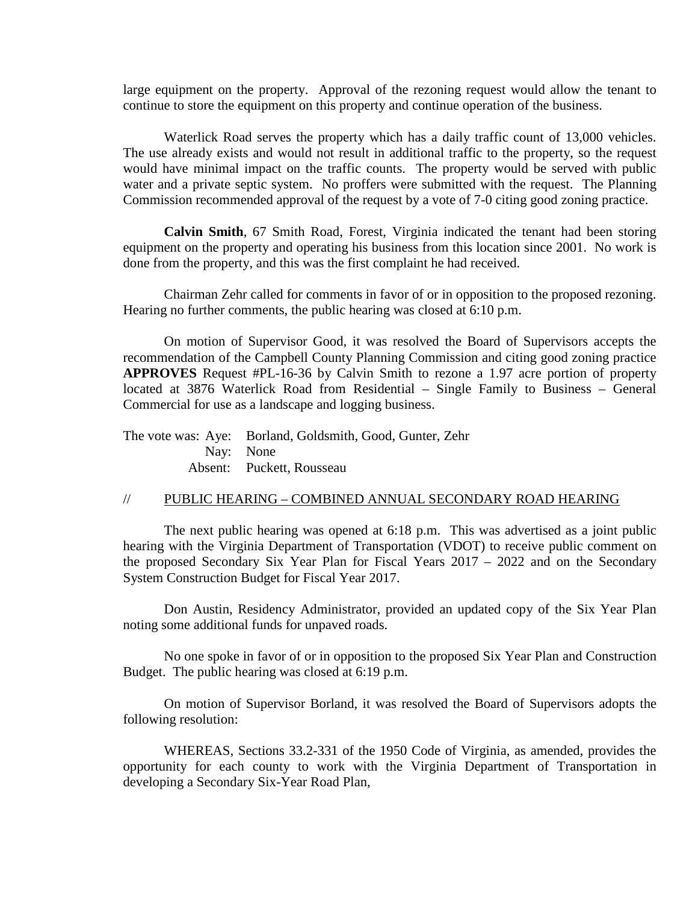large equipment on the property. Approval of the rezoning request would allow the tenant to continue to store the equipment on this property and continue operation of the business.

Waterlick Road serves the property which has a daily traffic count of 13,000 vehicles. The use already exists and would not result in additional traffic to the property, so the request would have minimal impact on the traffic counts. The property would be served with public water and a private septic system. No proffers were submitted with the request. The Planning Commission recommended approval of the request by a vote of 7-0 citing good zoning practice.

**Calvin Smith**, 67 Smith Road, Forest, Virginia indicated the tenant had been storing equipment on the property and operating his business from this location since 2001. No work is done from the property, and this was the first complaint he had received.

Chairman Zehr called for comments in favor of or in opposition to the proposed rezoning. Hearing no further comments, the public hearing was closed at 6:10 p.m.

On motion of Supervisor Good, it was resolved the Board of Supervisors accepts the recommendation of the Campbell County Planning Commission and citing good zoning practice **APPROVES** Request #PL-16-36 by Calvin Smith to rezone a 1.97 acre portion of property located at 3876 Waterlick Road from Residential – Single Family to Business – General Commercial for use as a landscape and logging business.

The vote was: Aye: Borland, Goldsmith, Good, Gunter, Zehr
Nay: None
Absent: Puckett, Rousseau

// PUBLIC HEARING – COMBINED ANNUAL SECONDARY ROAD HEARING

The next public hearing was opened at 6:18 p.m. This was advertised as a joint public hearing with the Virginia Department of Transportation (VDOT) to receive public comment on the proposed Secondary Six Year Plan for Fiscal Years 2017 – 2022 and on the Secondary System Construction Budget for Fiscal Year 2017.

Don Austin, Residency Administrator, provided an updated copy of the Six Year Plan noting some additional funds for unpaved roads.

No one spoke in favor of or in opposition to the proposed Six Year Plan and Construction Budget. The public hearing was closed at 6:19 p.m.

On motion of Supervisor Borland, it was resolved the Board of Supervisors adopts the following resolution:

WHEREAS, Sections 33.2-331 of the 1950 Code of Virginia, as amended, provides the opportunity for each county to work with the Virginia Department of Transportation in developing a Secondary Six-Year Road Plan,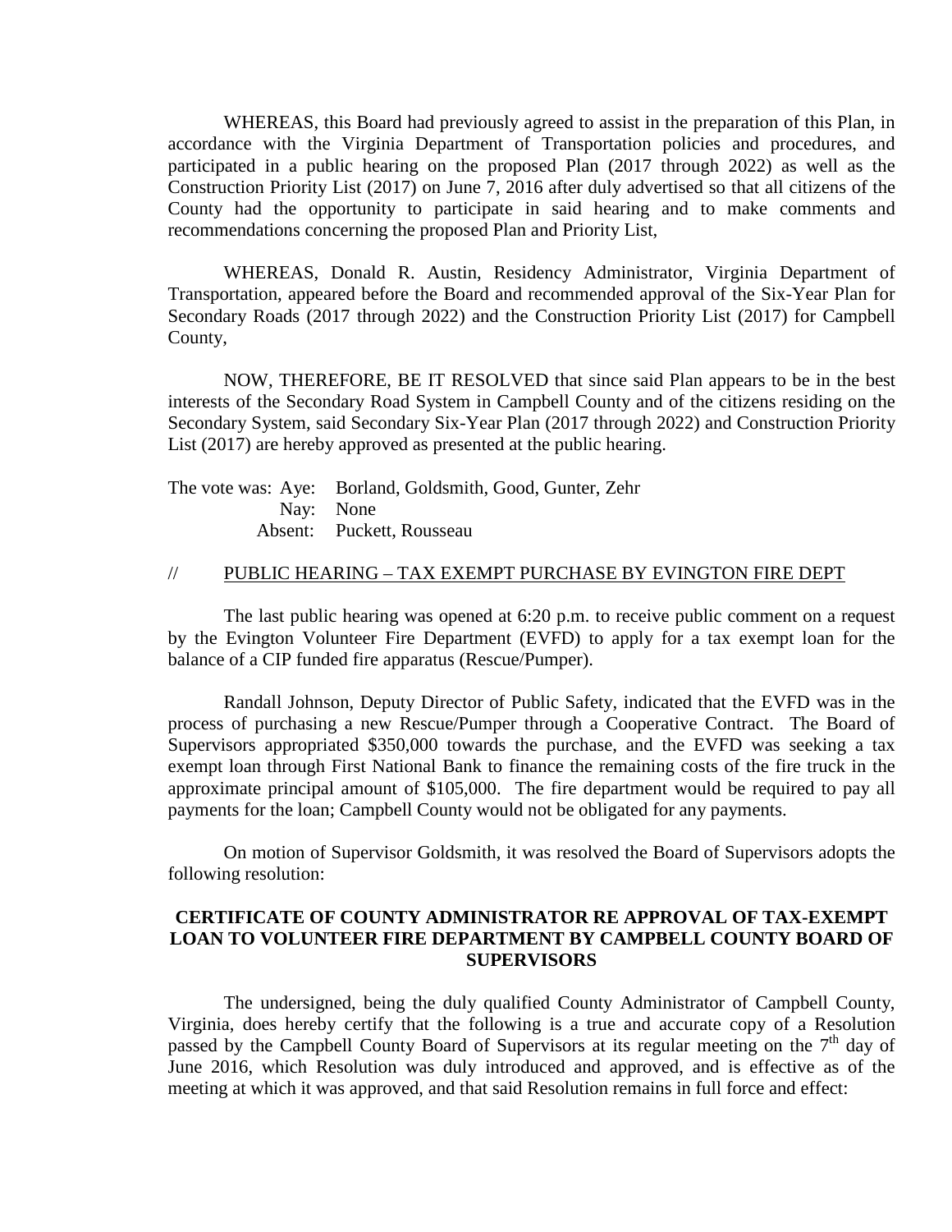WHEREAS, this Board had previously agreed to assist in the preparation of this Plan, in accordance with the Virginia Department of Transportation policies and procedures, and participated in a public hearing on the proposed Plan (2017 through 2022) as well as the Construction Priority List (2017) on June 7, 2016 after duly advertised so that all citizens of the County had the opportunity to participate in said hearing and to make comments and recommendations concerning the proposed Plan and Priority List,

WHEREAS, Donald R. Austin, Residency Administrator, Virginia Department of Transportation, appeared before the Board and recommended approval of the Six-Year Plan for Secondary Roads (2017 through 2022) and the Construction Priority List (2017) for Campbell County,

NOW, THEREFORE, BE IT RESOLVED that since said Plan appears to be in the best interests of the Secondary Road System in Campbell County and of the citizens residing on the Secondary System, said Secondary Six-Year Plan (2017 through 2022) and Construction Priority List (2017) are hereby approved as presented at the public hearing.

The vote was: Aye: Borland, Goldsmith, Good, Gunter, Zehr
Nay: None
Absent: Puckett, Rousseau

// PUBLIC HEARING – TAX EXEMPT PURCHASE BY EVINGTON FIRE DEPT

The last public hearing was opened at 6:20 p.m. to receive public comment on a request by the Evington Volunteer Fire Department (EVFD) to apply for a tax exempt loan for the balance of a CIP funded fire apparatus (Rescue/Pumper).

Randall Johnson, Deputy Director of Public Safety, indicated that the EVFD was in the process of purchasing a new Rescue/Pumper through a Cooperative Contract. The Board of Supervisors appropriated $350,000 towards the purchase, and the EVFD was seeking a tax exempt loan through First National Bank to finance the remaining costs of the fire truck in the approximate principal amount of $105,000. The fire department would be required to pay all payments for the loan; Campbell County would not be obligated for any payments.

On motion of Supervisor Goldsmith, it was resolved the Board of Supervisors adopts the following resolution:

**CERTIFICATE OF COUNTY ADMINISTRATOR RE APPROVAL OF TAX-EXEMPT LOAN TO VOLUNTEER FIRE DEPARTMENT BY CAMPBELL COUNTY BOARD OF SUPERVISORS**

The undersigned, being the duly qualified County Administrator of Campbell County, Virginia, does hereby certify that the following is a true and accurate copy of a Resolution passed by the Campbell County Board of Supervisors at its regular meeting on the 7th day of June 2016, which Resolution was duly introduced and approved, and is effective as of the meeting at which it was approved, and that said Resolution remains in full force and effect: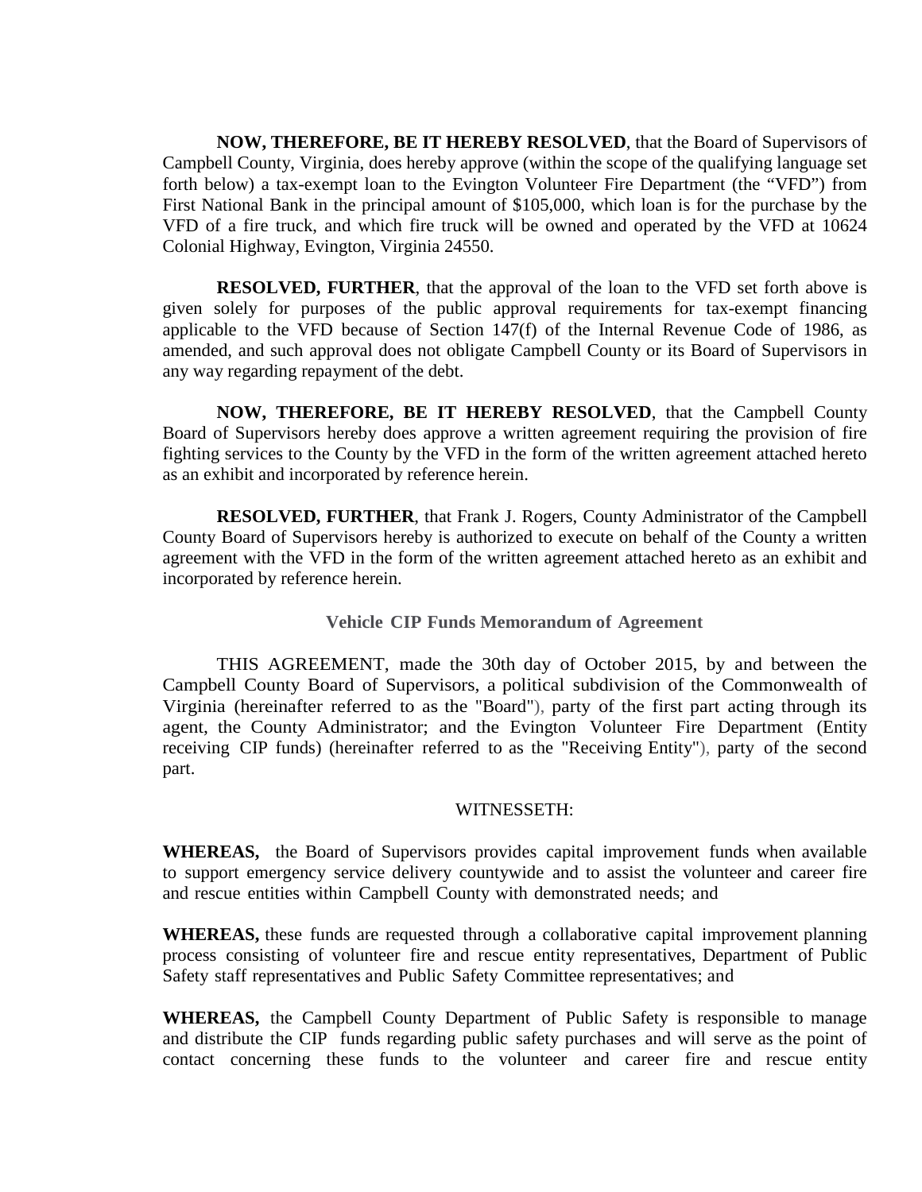**NOW, THEREFORE, BE IT HEREBY RESOLVED**, that the Board of Supervisors of Campbell County, Virginia, does hereby approve (within the scope of the qualifying language set forth below) a tax-exempt loan to the Evington Volunteer Fire Department (the "VFD") from First National Bank in the principal amount of $105,000, which loan is for the purchase by the VFD of a fire truck, and which fire truck will be owned and operated by the VFD at 10624 Colonial Highway, Evington, Virginia 24550.

**RESOLVED, FURTHER**, that the approval of the loan to the VFD set forth above is given solely for purposes of the public approval requirements for tax-exempt financing applicable to the VFD because of Section 147(f) of the Internal Revenue Code of 1986, as amended, and such approval does not obligate Campbell County or its Board of Supervisors in any way regarding repayment of the debt.

**NOW, THEREFORE, BE IT HEREBY RESOLVED**, that the Campbell County Board of Supervisors hereby does approve a written agreement requiring the provision of fire fighting services to the County by the VFD in the form of the written agreement attached hereto as an exhibit and incorporated by reference herein.

**RESOLVED, FURTHER**, that Frank J. Rogers, County Administrator of the Campbell County Board of Supervisors hereby is authorized to execute on behalf of the County a written agreement with the VFD in the form of the written agreement attached hereto as an exhibit and incorporated by reference herein.

### Vehicle CIP Funds Memorandum of Agreement

THIS AGREEMENT, made the 30th day of October 2015, by and between the Campbell County Board of Supervisors, a political subdivision of the Commonwealth of Virginia (hereinafter referred to as the "Board"), party of the first part acting through its agent, the County Administrator; and the Evington Volunteer Fire Department (Entity receiving CIP funds) (hereinafter referred to as the "Receiving Entity"), party of the second part.

WITNESSETH:

**WHEREAS,** the Board of Supervisors provides capital improvement funds when available to support emergency service delivery countywide and to assist the volunteer and career fire and rescue entities within Campbell County with demonstrated needs; and

**WHEREAS,** these funds are requested through a collaborative capital improvement planning process consisting of volunteer fire and rescue entity representatives, Department of Public Safety staff representatives and Public Safety Committee representatives; and

**WHEREAS,** the Campbell County Department of Public Safety is responsible to manage and distribute the CIP funds regarding public safety purchases and will serve as the point of contact concerning these funds to the volunteer and career fire and rescue entity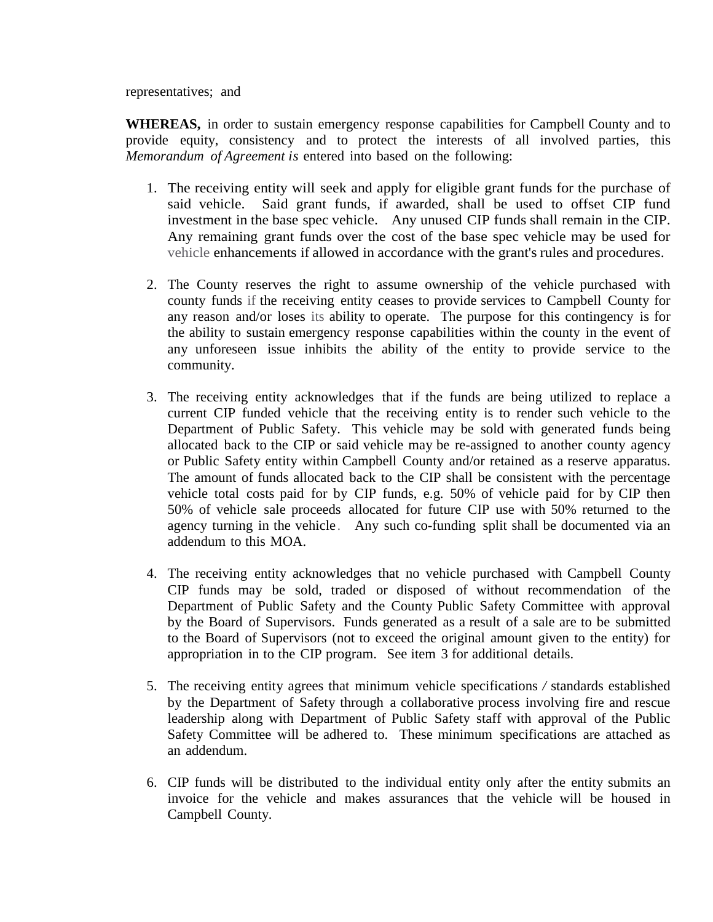representatives; and

**WHEREAS,** in order to sustain emergency response capabilities for Campbell County and to provide equity, consistency and to protect the interests of all involved parties, this *Memorandum of Agreement is* entered into based on the following:

1. The receiving entity will seek and apply for eligible grant funds for the purchase of said vehicle. Said grant funds, if awarded, shall be used to offset CIP fund investment in the base spec vehicle. Any unused CIP funds shall remain in the CIP. Any remaining grant funds over the cost of the base spec vehicle may be used for vehicle enhancements if allowed in accordance with the grant's rules and procedures.

2. The County reserves the right to assume ownership of the vehicle purchased with county funds if the receiving entity ceases to provide services to Campbell County for any reason and/or loses its ability to operate. The purpose for this contingency is for the ability to sustain emergency response capabilities within the county in the event of any unforeseen issue inhibits the ability of the entity to provide service to the community.

3. The receiving entity acknowledges that if the funds are being utilized to replace a current CIP funded vehicle that the receiving entity is to render such vehicle to the Department of Public Safety. This vehicle may be sold with generated funds being allocated back to the CIP or said vehicle may be re-assigned to another county agency or Public Safety entity within Campbell County and/or retained as a reserve apparatus. The amount of funds allocated back to the CIP shall be consistent with the percentage vehicle total costs paid for by CIP funds, e.g. 50% of vehicle paid for by CIP then 50% of vehicle sale proceeds allocated for future CIP use with 50% returned to the agency turning in the vehicle. Any such co-funding split shall be documented via an addendum to this MOA.

4. The receiving entity acknowledges that no vehicle purchased with Campbell County CIP funds may be sold, traded or disposed of without recommendation of the Department of Public Safety and the County Public Safety Committee with approval by the Board of Supervisors. Funds generated as a result of a sale are to be submitted to the Board of Supervisors (not to exceed the original amount given to the entity) for appropriation in to the CIP program. See item 3 for additional details.

5. The receiving entity agrees that minimum vehicle specifications / standards established by the Department of Safety through a collaborative process involving fire and rescue leadership along with Department of Public Safety staff with approval of the Public Safety Committee will be adhered to. These minimum specifications are attached as an addendum.

6. CIP funds will be distributed to the individual entity only after the entity submits an invoice for the vehicle and makes assurances that the vehicle will be housed in Campbell County.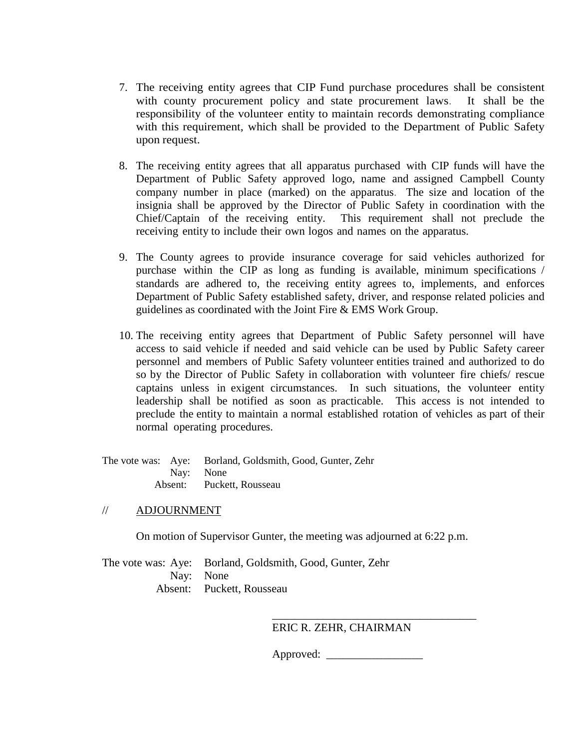7. The receiving entity agrees that CIP Fund purchase procedures shall be consistent with county procurement policy and state procurement laws. It shall be the responsibility of the volunteer entity to maintain records demonstrating compliance with this requirement, which shall be provided to the Department of Public Safety upon request.

8. The receiving entity agrees that all apparatus purchased with CIP funds will have the Department of Public Safety approved logo, name and assigned Campbell County company number in place (marked) on the apparatus. The size and location of the insignia shall be approved by the Director of Public Safety in coordination with the Chief/Captain of the receiving entity. This requirement shall not preclude the receiving entity to include their own logos and names on the apparatus.

9. The County agrees to provide insurance coverage for said vehicles authorized for purchase within the CIP as long as funding is available, minimum specifications / standards are adhered to, the receiving entity agrees to, implements, and enforces Department of Public Safety established safety, driver, and response related policies and guidelines as coordinated with the Joint Fire & EMS Work Group.

10. The receiving entity agrees that Department of Public Safety personnel will have access to said vehicle if needed and said vehicle can be used by Public Safety career personnel and members of Public Safety volunteer entities trained and authorized to do so by the Director of Public Safety in collaboration with volunteer fire chiefs/ rescue captains unless in exigent circumstances. In such situations, the volunteer entity leadership shall be notified as soon as practicable. This access is not intended to preclude the entity to maintain a normal established rotation of vehicles as part of their normal operating procedures.

The vote was: Aye: Borland, Goldsmith, Good, Gunter, Zehr
Nay: None
Absent: Puckett, Rousseau

// ADJOURNMENT

On motion of Supervisor Gunter, the meeting was adjourned at 6:22 p.m.

The vote was: Aye: Borland, Goldsmith, Good, Gunter, Zehr
Nay: None
Absent: Puckett, Rousseau

_____________________________________
ERIC R. ZEHR, CHAIRMAN

Approved: _________________